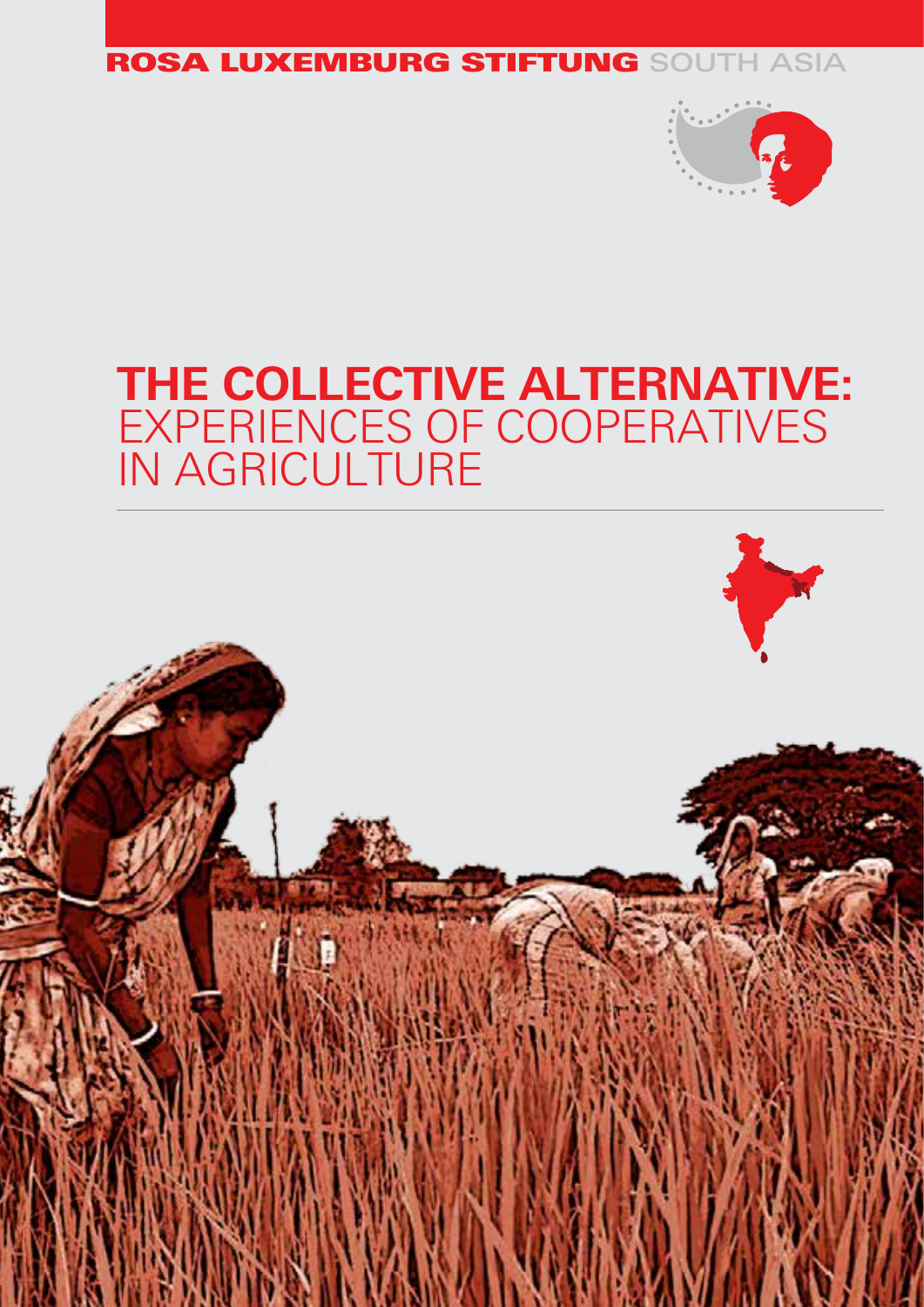ROSA LUXEMBURG STIFTUNG SOUTH ASIA

# THE COLLECTIVE ALTERNATIVE: EXPERIENCES OF COOPERATIVES IN AGRICULTURE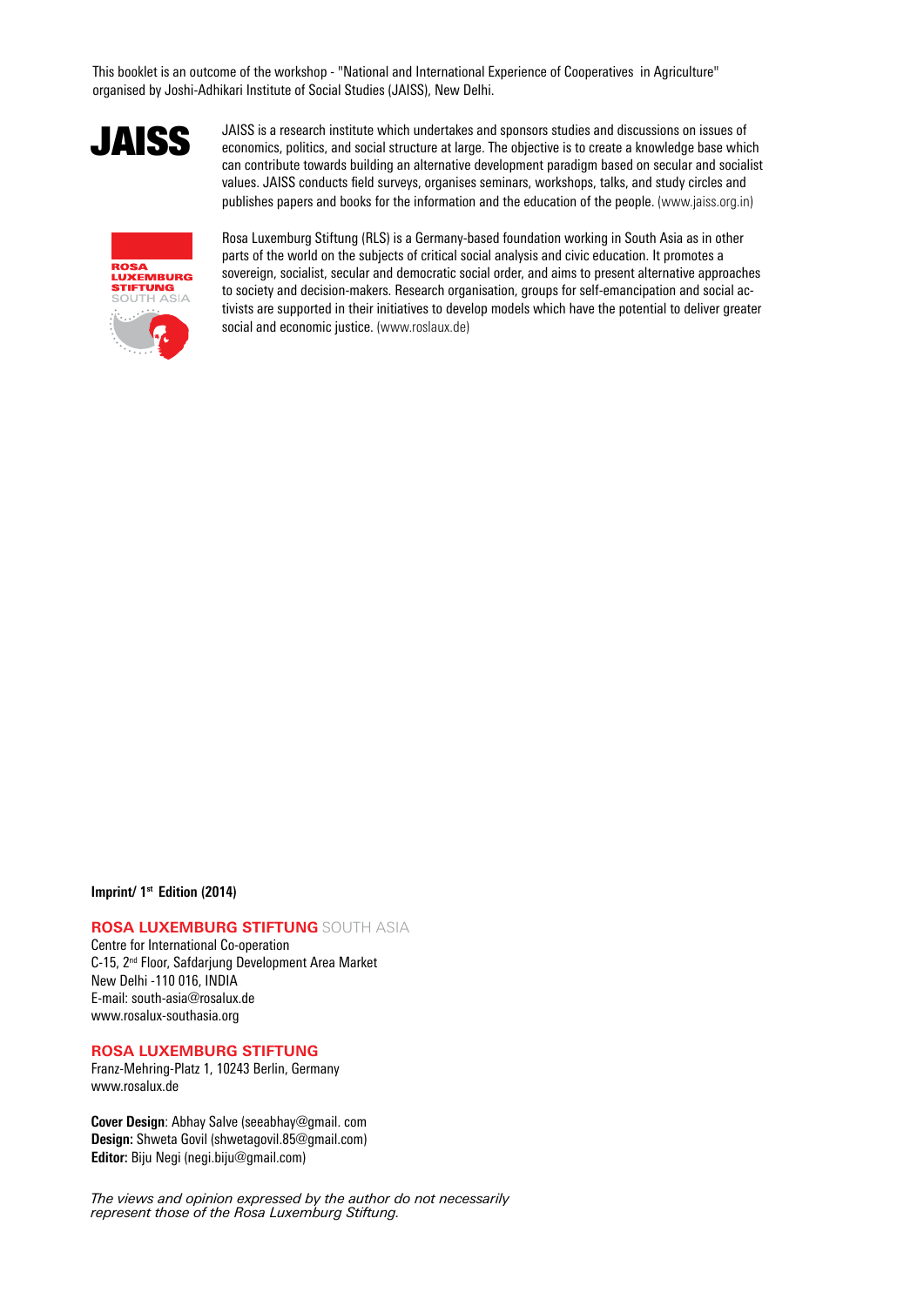This booklet is an outcome of the workshop - "National and International Experience of Cooperatives in Agriculture" organised by Joshi-Adhikari Institute of Social Studies (JAISS), New Delhi.

**JAISS**

JAISS is a research institute which undertakes and sponsors studies and discussions on issues of economics, politics, and social structure at large. The objective is to create a knowledge base which can contribute towards building an alternative development paradigm based on secular and socialist values. JAISS conducts field surveys, organises seminars, workshops, talks, and study circles and publishes papers and books for the information and the education of the people. (www.jaiss.org.in)

**ROSA LUXEMBURG STIFTUNG** SOUTH ASIA

Rosa Luxemburg Stiftung (RLS) is a Germany-based foundation working in South Asia as in other parts of the world on the subjects of critical social analysis and civic education. It promotes a sovereign, socialist, secular and democratic social order, and aims to present alternative approaches to society and decision-makers. Research organisation, groups for self-emancipation and social activists are supported in their initiatives to develop models which have the potential to deliver greater social and economic justice. (www.roslaux.de)

**Imprint/ 1st Edition (2014)**

**ROSA LUXEMBURG STIFTUNG** SOUTH ASIA
Centre for International Co-operation
C-15, 2nd Floor, Safdarjung Development Area Market
New Delhi -110 016, INDIA
E-mail: south-asia@rosalux.de
www.rosalux-southasia.org

**ROSA LUXEMBURG STIFTUNG**
Franz-Mehring-Platz 1, 10243 Berlin, Germany
www.rosalux.de

**Cover Design**: Abhay Salve (seeabhay@gmail. com
**Design:** Shweta Govil (shwetagovil.85@gmail.com)
**Editor:** Biju Negi (negi.biju@gmail.com)

*The views and opinion expressed by the author do not necessarily represent those of the Rosa Luxemburg Stiftung.*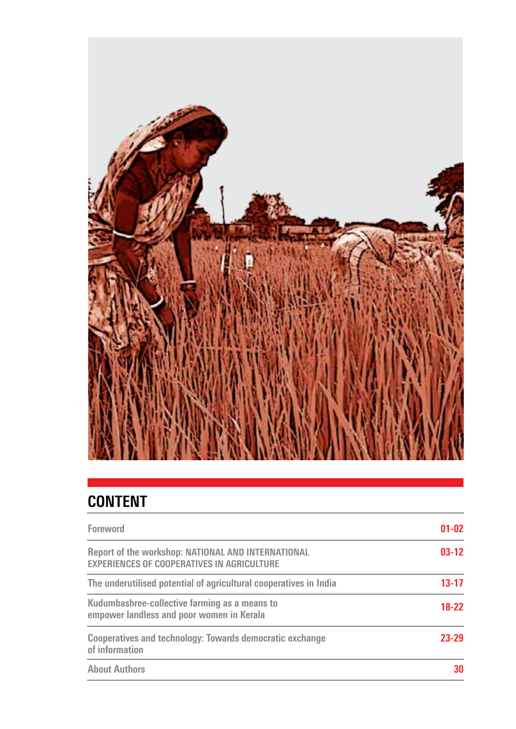## CONTENT

| | |
|---|---|
| Foreword | 01-02 |
| Report of the workshop: NATIONAL AND INTERNATIONAL EXPERIENCES OF COOPERATIVES IN AGRICULTURE | 03-12 |
| The underutilised potential of agricultural cooperatives in India | 13-17 |
| Kudumbashree-collective farming as a means to empower landless and poor women in Kerala | 18-22 |
| Cooperatives and technology: Towards democratic exchange of information | 23-29 |
| About Authors | 30 |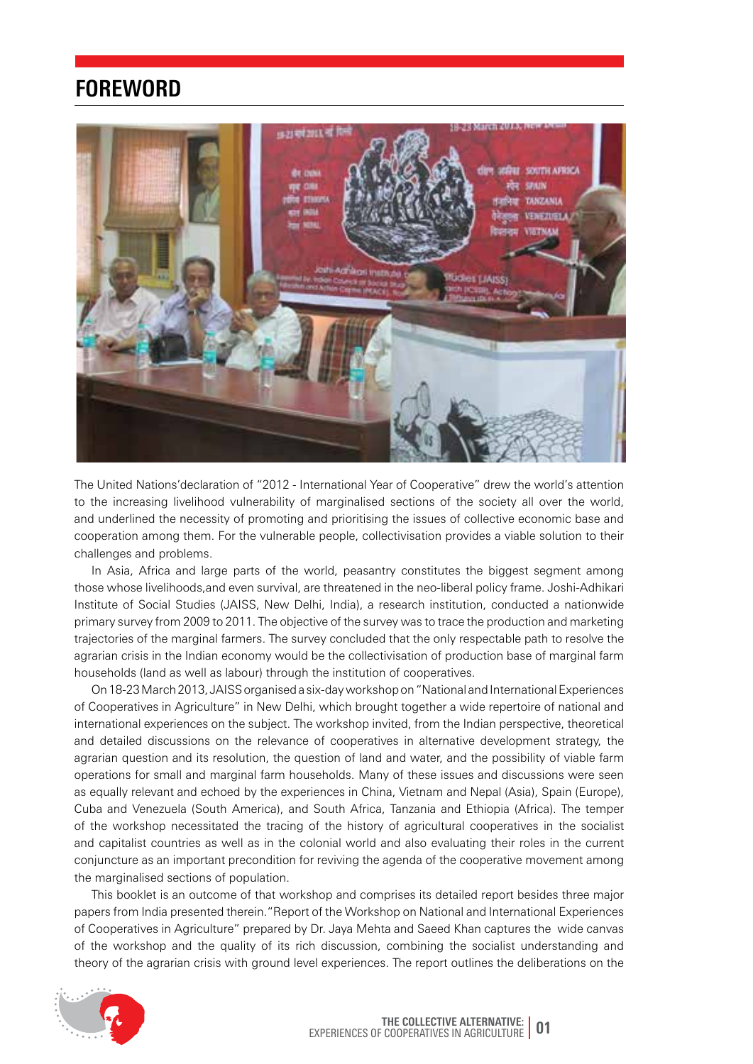# FOREWORD

The United Nations'declaration of "2012 - International Year of Cooperative" drew the world's attention to the increasing livelihood vulnerability of marginalised sections of the society all over the world, and underlined the necessity of promoting and prioritising the issues of collective economic base and cooperation among them. For the vulnerable people, collectivisation provides a viable solution to their challenges and problems.

In Asia, Africa and large parts of the world, peasantry constitutes the biggest segment among those whose livelihoods,and even survival, are threatened in the neo-liberal policy frame. Joshi-Adhikari Institute of Social Studies (JAISS, New Delhi, India), a research institution, conducted a nationwide primary survey from 2009 to 2011. The objective of the survey was to trace the production and marketing trajectories of the marginal farmers. The survey concluded that the only respectable path to resolve the agrarian crisis in the Indian economy would be the collectivisation of production base of marginal farm households (land as well as labour) through the institution of cooperatives.

On 18-23 March 2013, JAISS organised a six-day workshop on "National and International Experiences of Cooperatives in Agriculture" in New Delhi, which brought together a wide repertoire of national and international experiences on the subject. The workshop invited, from the Indian perspective, theoretical and detailed discussions on the relevance of cooperatives in alternative development strategy, the agrarian question and its resolution, the question of land and water, and the possibility of viable farm operations for small and marginal farm households. Many of these issues and discussions were seen as equally relevant and echoed by the experiences in China, Vietnam and Nepal (Asia), Spain (Europe), Cuba and Venezuela (South America), and South Africa, Tanzania and Ethiopia (Africa). The temper of the workshop necessitated the tracing of the history of agricultural cooperatives in the socialist and capitalist countries as well as in the colonial world and also evaluating their roles in the current conjuncture as an important precondition for reviving the agenda of the cooperative movement among the marginalised sections of population.

This booklet is an outcome of that workshop and comprises its detailed report besides three major papers from India presented therein."Report of the Workshop on National and International Experiences of Cooperatives in Agriculture" prepared by Dr. Jaya Mehta and Saeed Khan captures the wide canvas of the workshop and the quality of its rich discussion, combining the socialist understanding and theory of the agrarian crisis with ground level experiences. The report outlines the deliberations on the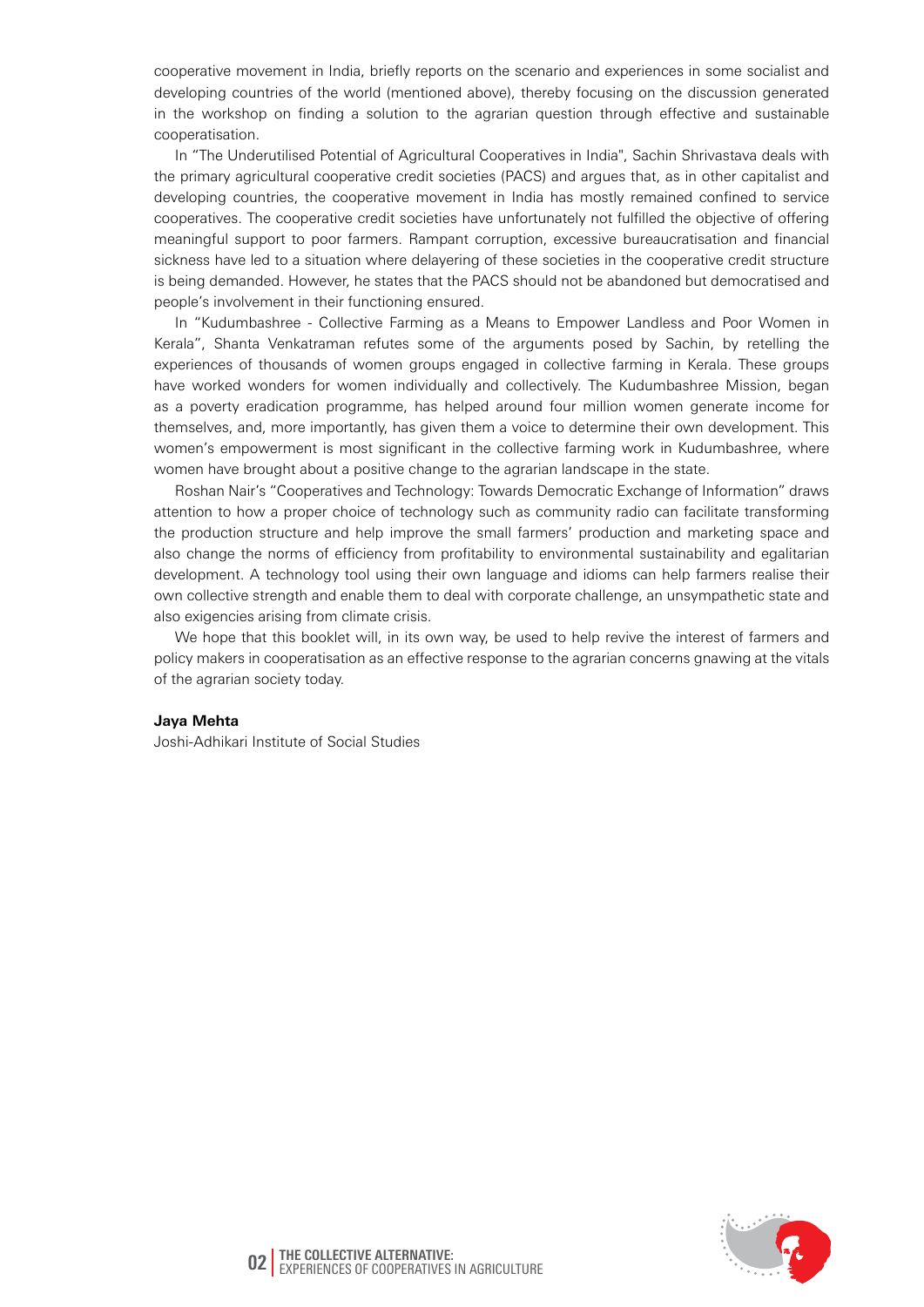cooperative movement in India, briefly reports on the scenario and experiences in some socialist and developing countries of the world (mentioned above), thereby focusing on the discussion generated in the workshop on finding a solution to the agrarian question through effective and sustainable cooperatisation.

In "The Underutilised Potential of Agricultural Cooperatives in India", Sachin Shrivastava deals with the primary agricultural cooperative credit societies (PACS) and argues that, as in other capitalist and developing countries, the cooperative movement in India has mostly remained confined to service cooperatives. The cooperative credit societies have unfortunately not fulfilled the objective of offering meaningful support to poor farmers. Rampant corruption, excessive bureaucratisation and financial sickness have led to a situation where delayering of these societies in the cooperative credit structure is being demanded. However, he states that the PACS should not be abandoned but democratised and people's involvement in their functioning ensured.

In "Kudumbashree - Collective Farming as a Means to Empower Landless and Poor Women in Kerala", Shanta Venkatraman refutes some of the arguments posed by Sachin, by retelling the experiences of thousands of women groups engaged in collective farming in Kerala. These groups have worked wonders for women individually and collectively. The Kudumbashree Mission, began as a poverty eradication programme, has helped around four million women generate income for themselves, and, more importantly, has given them a voice to determine their own development. This women's empowerment is most significant in the collective farming work in Kudumbashree, where women have brought about a positive change to the agrarian landscape in the state.

Roshan Nair's "Cooperatives and Technology: Towards Democratic Exchange of Information" draws attention to how a proper choice of technology such as community radio can facilitate transforming the production structure and help improve the small farmers' production and marketing space and also change the norms of efficiency from profitability to environmental sustainability and egalitarian development. A technology tool using their own language and idioms can help farmers realise their own collective strength and enable them to deal with corporate challenge, an unsympathetic state and also exigencies arising from climate crisis.

We hope that this booklet will, in its own way, be used to help revive the interest of farmers and policy makers in cooperatisation as an effective response to the agrarian concerns gnawing at the vitals of the agrarian society today.

**Jaya Mehta**
Joshi-Adhikari Institute of Social Studies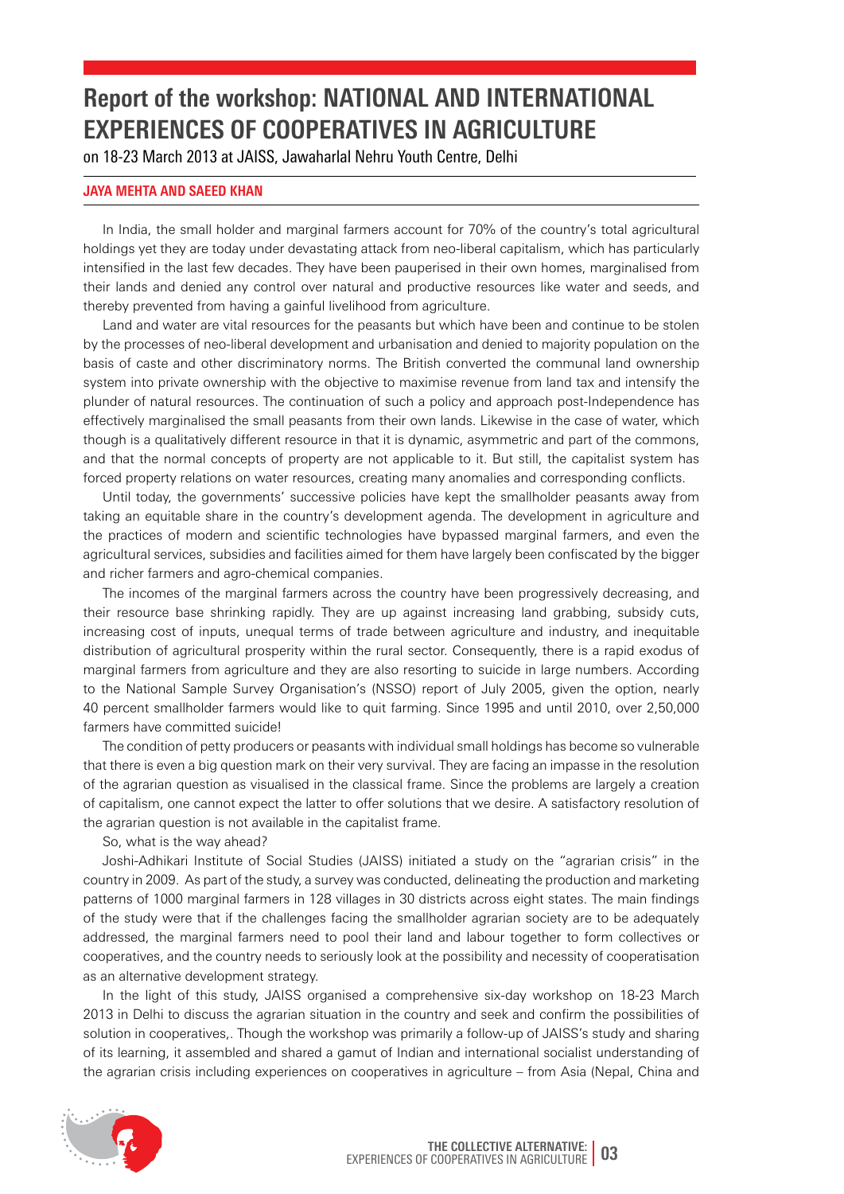# Report of the workshop: NATIONAL AND INTERNATIONAL EXPERIENCES OF COOPERATIVES IN AGRICULTURE

on 18-23 March 2013 at JAISS, Jawaharlal Nehru Youth Centre, Delhi

**JAYA MEHTA AND SAEED KHAN**

In India, the small holder and marginal farmers account for 70% of the country's total agricultural holdings yet they are today under devastating attack from neo-liberal capitalism, which has particularly intensified in the last few decades. They have been pauperised in their own homes, marginalised from their lands and denied any control over natural and productive resources like water and seeds, and thereby prevented from having a gainful livelihood from agriculture.

Land and water are vital resources for the peasants but which have been and continue to be stolen by the processes of neo-liberal development and urbanisation and denied to majority population on the basis of caste and other discriminatory norms. The British converted the communal land ownership system into private ownership with the objective to maximise revenue from land tax and intensify the plunder of natural resources. The continuation of such a policy and approach post-Independence has effectively marginalised the small peasants from their own lands. Likewise in the case of water, which though is a qualitatively different resource in that it is dynamic, asymmetric and part of the commons, and that the normal concepts of property are not applicable to it. But still, the capitalist system has forced property relations on water resources, creating many anomalies and corresponding conflicts.

Until today, the governments' successive policies have kept the smallholder peasants away from taking an equitable share in the country's development agenda. The development in agriculture and the practices of modern and scientific technologies have bypassed marginal farmers, and even the agricultural services, subsidies and facilities aimed for them have largely been confiscated by the bigger and richer farmers and agro-chemical companies.

The incomes of the marginal farmers across the country have been progressively decreasing, and their resource base shrinking rapidly. They are up against increasing land grabbing, subsidy cuts, increasing cost of inputs, unequal terms of trade between agriculture and industry, and inequitable distribution of agricultural prosperity within the rural sector. Consequently, there is a rapid exodus of marginal farmers from agriculture and they are also resorting to suicide in large numbers. According to the National Sample Survey Organisation's (NSSO) report of July 2005, given the option, nearly 40 percent smallholder farmers would like to quit farming. Since 1995 and until 2010, over 2,50,000 farmers have committed suicide!

The condition of petty producers or peasants with individual small holdings has become so vulnerable that there is even a big question mark on their very survival. They are facing an impasse in the resolution of the agrarian question as visualised in the classical frame. Since the problems are largely a creation of capitalism, one cannot expect the latter to offer solutions that we desire. A satisfactory resolution of the agrarian question is not available in the capitalist frame.

So, what is the way ahead?

Joshi-Adhikari Institute of Social Studies (JAISS) initiated a study on the "agrarian crisis" in the country in 2009. As part of the study, a survey was conducted, delineating the production and marketing patterns of 1000 marginal farmers in 128 villages in 30 districts across eight states. The main findings of the study were that if the challenges facing the smallholder agrarian society are to be adequately addressed, the marginal farmers need to pool their land and labour together to form collectives or cooperatives, and the country needs to seriously look at the possibility and necessity of cooperatisation as an alternative development strategy.

In the light of this study, JAISS organised a comprehensive six-day workshop on 18-23 March 2013 in Delhi to discuss the agrarian situation in the country and seek and confirm the possibilities of solution in cooperatives,. Though the workshop was primarily a follow-up of JAISS's study and sharing of its learning, it assembled and shared a gamut of Indian and international socialist understanding of the agrarian crisis including experiences on cooperatives in agriculture – from Asia (Nepal, China and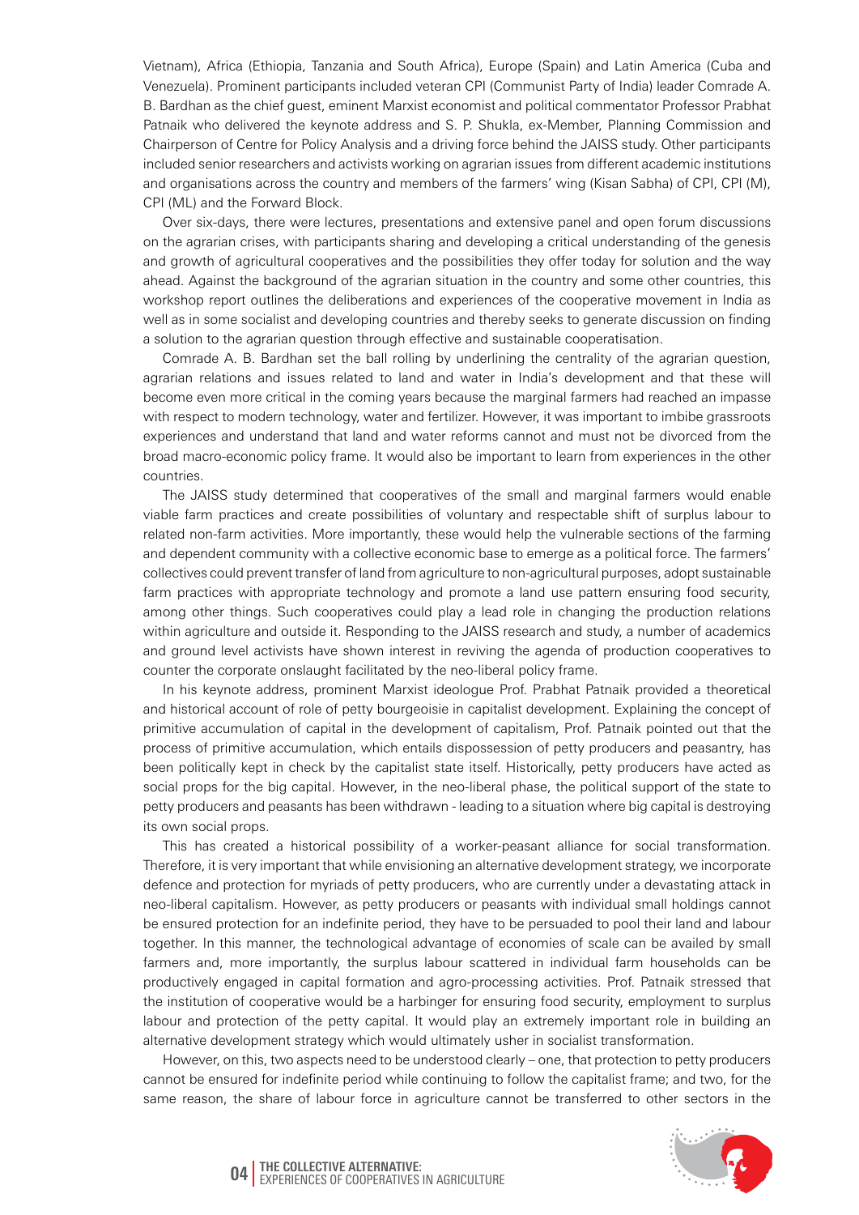Vietnam), Africa (Ethiopia, Tanzania and South Africa), Europe (Spain) and Latin America (Cuba and Venezuela). Prominent participants included veteran CPI (Communist Party of India) leader Comrade A. B. Bardhan as the chief guest, eminent Marxist economist and political commentator Professor Prabhat Patnaik who delivered the keynote address and S. P. Shukla, ex-Member, Planning Commission and Chairperson of Centre for Policy Analysis and a driving force behind the JAISS study. Other participants included senior researchers and activists working on agrarian issues from different academic institutions and organisations across the country and members of the farmers' wing (Kisan Sabha) of CPI, CPI (M), CPI (ML) and the Forward Block.

Over six-days, there were lectures, presentations and extensive panel and open forum discussions on the agrarian crises, with participants sharing and developing a critical understanding of the genesis and growth of agricultural cooperatives and the possibilities they offer today for solution and the way ahead. Against the background of the agrarian situation in the country and some other countries, this workshop report outlines the deliberations and experiences of the cooperative movement in India as well as in some socialist and developing countries and thereby seeks to generate discussion on finding a solution to the agrarian question through effective and sustainable cooperatisation.

Comrade A. B. Bardhan set the ball rolling by underlining the centrality of the agrarian question, agrarian relations and issues related to land and water in India's development and that these will become even more critical in the coming years because the marginal farmers had reached an impasse with respect to modern technology, water and fertilizer. However, it was important to imbibe grassroots experiences and understand that land and water reforms cannot and must not be divorced from the broad macro-economic policy frame. It would also be important to learn from experiences in the other countries.

The JAISS study determined that cooperatives of the small and marginal farmers would enable viable farm practices and create possibilities of voluntary and respectable shift of surplus labour to related non-farm activities. More importantly, these would help the vulnerable sections of the farming and dependent community with a collective economic base to emerge as a political force. The farmers' collectives could prevent transfer of land from agriculture to non-agricultural purposes, adopt sustainable farm practices with appropriate technology and promote a land use pattern ensuring food security, among other things. Such cooperatives could play a lead role in changing the production relations within agriculture and outside it. Responding to the JAISS research and study, a number of academics and ground level activists have shown interest in reviving the agenda of production cooperatives to counter the corporate onslaught facilitated by the neo-liberal policy frame.

In his keynote address, prominent Marxist ideologue Prof. Prabhat Patnaik provided a theoretical and historical account of role of petty bourgeoisie in capitalist development. Explaining the concept of primitive accumulation of capital in the development of capitalism, Prof. Patnaik pointed out that the process of primitive accumulation, which entails dispossession of petty producers and peasantry, has been politically kept in check by the capitalist state itself. Historically, petty producers have acted as social props for the big capital. However, in the neo-liberal phase, the political support of the state to petty producers and peasants has been withdrawn - leading to a situation where big capital is destroying its own social props.

This has created a historical possibility of a worker-peasant alliance for social transformation. Therefore, it is very important that while envisioning an alternative development strategy, we incorporate defence and protection for myriads of petty producers, who are currently under a devastating attack in neo-liberal capitalism. However, as petty producers or peasants with individual small holdings cannot be ensured protection for an indefinite period, they have to be persuaded to pool their land and labour together. In this manner, the technological advantage of economies of scale can be availed by small farmers and, more importantly, the surplus labour scattered in individual farm households can be productively engaged in capital formation and agro-processing activities. Prof. Patnaik stressed that the institution of cooperative would be a harbinger for ensuring food security, employment to surplus labour and protection of the petty capital. It would play an extremely important role in building an alternative development strategy which would ultimately usher in socialist transformation.

However, on this, two aspects need to be understood clearly – one, that protection to petty producers cannot be ensured for indefinite period while continuing to follow the capitalist frame; and two, for the same reason, the share of labour force in agriculture cannot be transferred to other sectors in the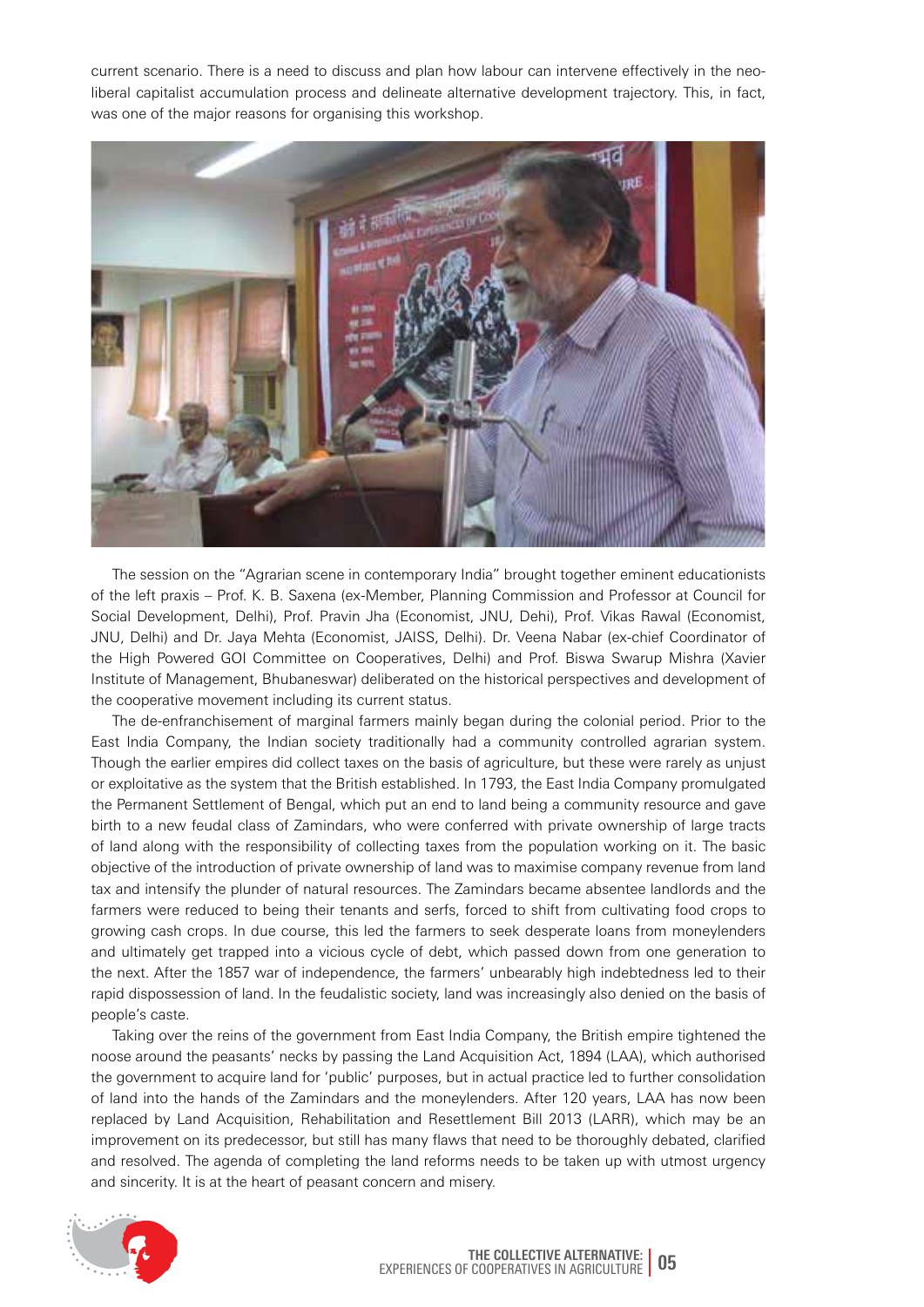current scenario. There is a need to discuss and plan how labour can intervene effectively in the neo-liberal capitalist accumulation process and delineate alternative development trajectory. This, in fact, was one of the major reasons for organising this workshop.

The session on the "Agrarian scene in contemporary India" brought together eminent educationists of the left praxis – Prof. K. B. Saxena (ex-Member, Planning Commission and Professor at Council for Social Development, Delhi), Prof. Pravin Jha (Economist, JNU, Dehi), Prof. Vikas Rawal (Economist, JNU, Delhi) and Dr. Jaya Mehta (Economist, JAISS, Delhi). Dr. Veena Nabar (ex-chief Coordinator of the High Powered GOI Committee on Cooperatives, Delhi) and Prof. Biswa Swarup Mishra (Xavier Institute of Management, Bhubaneswar) deliberated on the historical perspectives and development of the cooperative movement including its current status.

The de-enfranchisement of marginal farmers mainly began during the colonial period. Prior to the East India Company, the Indian society traditionally had a community controlled agrarian system. Though the earlier empires did collect taxes on the basis of agriculture, but these were rarely as unjust or exploitative as the system that the British established. In 1793, the East India Company promulgated the Permanent Settlement of Bengal, which put an end to land being a community resource and gave birth to a new feudal class of Zamindars, who were conferred with private ownership of large tracts of land along with the responsibility of collecting taxes from the population working on it. The basic objective of the introduction of private ownership of land was to maximise company revenue from land tax and intensify the plunder of natural resources. The Zamindars became absentee landlords and the farmers were reduced to being their tenants and serfs, forced to shift from cultivating food crops to growing cash crops. In due course, this led the farmers to seek desperate loans from moneylenders and ultimately get trapped into a vicious cycle of debt, which passed down from one generation to the next. After the 1857 war of independence, the farmers' unbearably high indebtedness led to their rapid dispossession of land. In the feudalistic society, land was increasingly also denied on the basis of people's caste.

Taking over the reins of the government from East India Company, the British empire tightened the noose around the peasants' necks by passing the Land Acquisition Act, 1894 (LAA), which authorised the government to acquire land for 'public' purposes, but in actual practice led to further consolidation of land into the hands of the Zamindars and the moneylenders. After 120 years, LAA has now been replaced by Land Acquisition, Rehabilitation and Resettlement Bill 2013 (LARR), which may be an improvement on its predecessor, but still has many flaws that need to be thoroughly debated, clarified and resolved. The agenda of completing the land reforms needs to be taken up with utmost urgency and sincerity. It is at the heart of peasant concern and misery.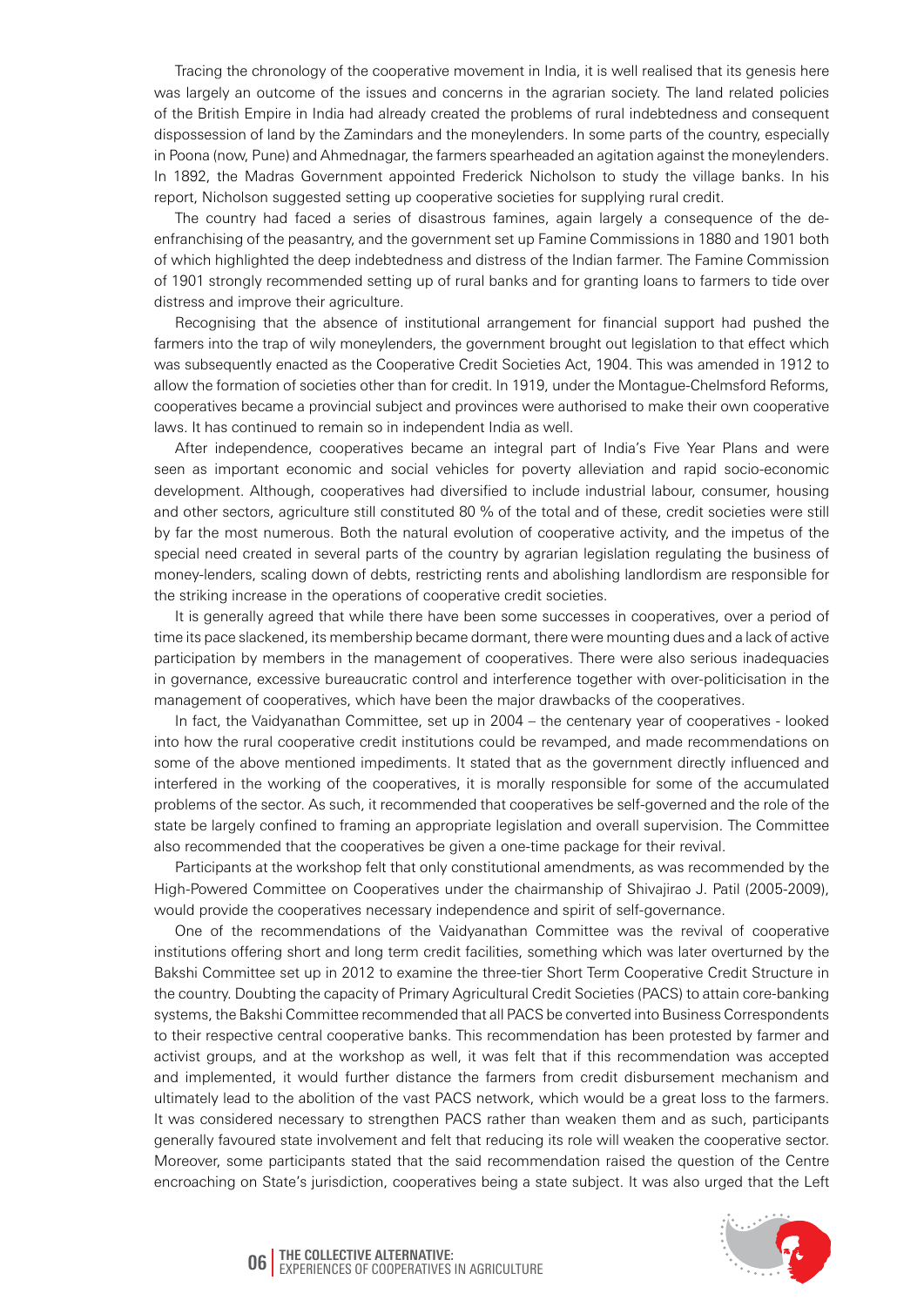Tracing the chronology of the cooperative movement in India, it is well realised that its genesis here was largely an outcome of the issues and concerns in the agrarian society. The land related policies of the British Empire in India had already created the problems of rural indebtedness and consequent dispossession of land by the Zamindars and the moneylenders. In some parts of the country, especially in Poona (now, Pune) and Ahmednagar, the farmers spearheaded an agitation against the moneylenders. In 1892, the Madras Government appointed Frederick Nicholson to study the village banks. In his report, Nicholson suggested setting up cooperative societies for supplying rural credit.

The country had faced a series of disastrous famines, again largely a consequence of the de-enfranchising of the peasantry, and the government set up Famine Commissions in 1880 and 1901 both of which highlighted the deep indebtedness and distress of the Indian farmer. The Famine Commission of 1901 strongly recommended setting up of rural banks and for granting loans to farmers to tide over distress and improve their agriculture.

Recognising that the absence of institutional arrangement for financial support had pushed the farmers into the trap of wily moneylenders, the government brought out legislation to that effect which was subsequently enacted as the Cooperative Credit Societies Act, 1904. This was amended in 1912 to allow the formation of societies other than for credit. In 1919, under the Montague-Chelmsford Reforms, cooperatives became a provincial subject and provinces were authorised to make their own cooperative laws. It has continued to remain so in independent India as well.

After independence, cooperatives became an integral part of India's Five Year Plans and were seen as important economic and social vehicles for poverty alleviation and rapid socio-economic development. Although, cooperatives had diversified to include industrial labour, consumer, housing and other sectors, agriculture still constituted 80 % of the total and of these, credit societies were still by far the most numerous. Both the natural evolution of cooperative activity, and the impetus of the special need created in several parts of the country by agrarian legislation regulating the business of money-lenders, scaling down of debts, restricting rents and abolishing landlordism are responsible for the striking increase in the operations of cooperative credit societies.

It is generally agreed that while there have been some successes in cooperatives, over a period of time its pace slackened, its membership became dormant, there were mounting dues and a lack of active participation by members in the management of cooperatives. There were also serious inadequacies in governance, excessive bureaucratic control and interference together with over-politicisation in the management of cooperatives, which have been the major drawbacks of the cooperatives.

In fact, the Vaidyanathan Committee, set up in 2004 – the centenary year of cooperatives - looked into how the rural cooperative credit institutions could be revamped, and made recommendations on some of the above mentioned impediments. It stated that as the government directly influenced and interfered in the working of the cooperatives, it is morally responsible for some of the accumulated problems of the sector. As such, it recommended that cooperatives be self-governed and the role of the state be largely confined to framing an appropriate legislation and overall supervision. The Committee also recommended that the cooperatives be given a one-time package for their revival.

Participants at the workshop felt that only constitutional amendments, as was recommended by the High-Powered Committee on Cooperatives under the chairmanship of Shivajirao J. Patil (2005-2009), would provide the cooperatives necessary independence and spirit of self-governance.

One of the recommendations of the Vaidyanathan Committee was the revival of cooperative institutions offering short and long term credit facilities, something which was later overturned by the Bakshi Committee set up in 2012 to examine the three-tier Short Term Cooperative Credit Structure in the country. Doubting the capacity of Primary Agricultural Credit Societies (PACS) to attain core-banking systems, the Bakshi Committee recommended that all PACS be converted into Business Correspondents to their respective central cooperative banks. This recommendation has been protested by farmer and activist groups, and at the workshop as well, it was felt that if this recommendation was accepted and implemented, it would further distance the farmers from credit disbursement mechanism and ultimately lead to the abolition of the vast PACS network, which would be a great loss to the farmers. It was considered necessary to strengthen PACS rather than weaken them and as such, participants generally favoured state involvement and felt that reducing its role will weaken the cooperative sector. Moreover, some participants stated that the said recommendation raised the question of the Centre encroaching on State's jurisdiction, cooperatives being a state subject. It was also urged that the Left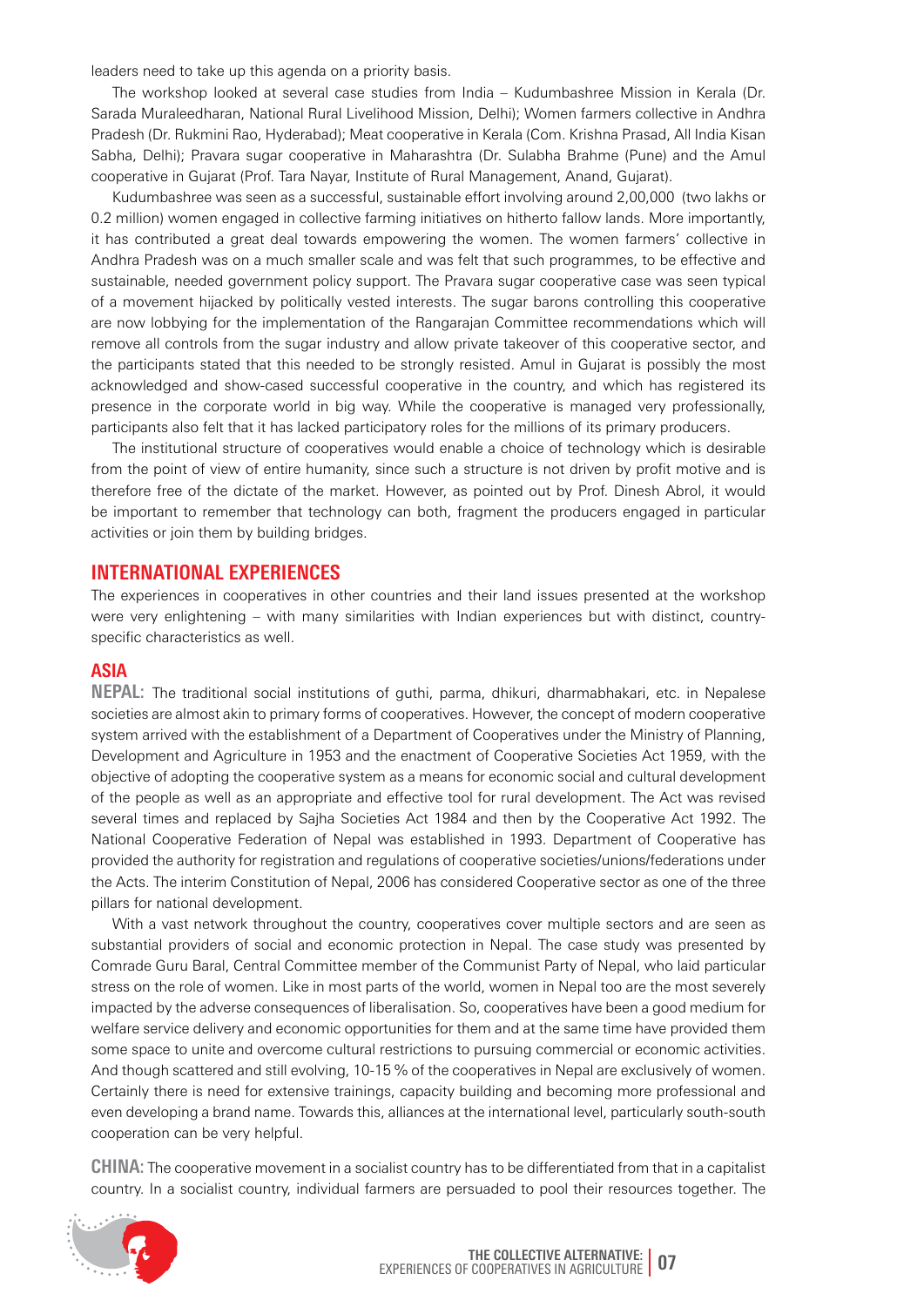leaders need to take up this agenda on a priority basis.

The workshop looked at several case studies from India – Kudumbashree Mission in Kerala (Dr. Sarada Muraleedharan, National Rural Livelihood Mission, Delhi); Women farmers collective in Andhra Pradesh (Dr. Rukmini Rao, Hyderabad); Meat cooperative in Kerala (Com. Krishna Prasad, All India Kisan Sabha, Delhi); Pravara sugar cooperative in Maharashtra (Dr. Sulabha Brahme (Pune) and the Amul cooperative in Gujarat (Prof. Tara Nayar, Institute of Rural Management, Anand, Gujarat).

Kudumbashree was seen as a successful, sustainable effort involving around 2,00,000 (two lakhs or 0.2 million) women engaged in collective farming initiatives on hitherto fallow lands. More importantly, it has contributed a great deal towards empowering the women. The women farmers' collective in Andhra Pradesh was on a much smaller scale and was felt that such programmes, to be effective and sustainable, needed government policy support. The Pravara sugar cooperative case was seen typical of a movement hijacked by politically vested interests. The sugar barons controlling this cooperative are now lobbying for the implementation of the Rangarajan Committee recommendations which will remove all controls from the sugar industry and allow private takeover of this cooperative sector, and the participants stated that this needed to be strongly resisted. Amul in Gujarat is possibly the most acknowledged and show-cased successful cooperative in the country, and which has registered its presence in the corporate world in big way. While the cooperative is managed very professionally, participants also felt that it has lacked participatory roles for the millions of its primary producers.

The institutional structure of cooperatives would enable a choice of technology which is desirable from the point of view of entire humanity, since such a structure is not driven by profit motive and is therefore free of the dictate of the market. However, as pointed out by Prof. Dinesh Abrol, it would be important to remember that technology can both, fragment the producers engaged in particular activities or join them by building bridges.

## INTERNATIONAL EXPERIENCES

The experiences in cooperatives in other countries and their land issues presented at the workshop were very enlightening – with many similarities with Indian experiences but with distinct, country-specific characteristics as well.

### ASIA

**NEPAL:** The traditional social institutions of guthi, parma, dhikuri, dharmabhakari, etc. in Nepalese societies are almost akin to primary forms of cooperatives. However, the concept of modern cooperative system arrived with the establishment of a Department of Cooperatives under the Ministry of Planning, Development and Agriculture in 1953 and the enactment of Cooperative Societies Act 1959, with the objective of adopting the cooperative system as a means for economic social and cultural development of the people as well as an appropriate and effective tool for rural development. The Act was revised several times and replaced by Sajha Societies Act 1984 and then by the Cooperative Act 1992. The National Cooperative Federation of Nepal was established in 1993. Department of Cooperative has provided the authority for registration and regulations of cooperative societies/unions/federations under the Acts. The interim Constitution of Nepal, 2006 has considered Cooperative sector as one of the three pillars for national development.

With a vast network throughout the country, cooperatives cover multiple sectors and are seen as substantial providers of social and economic protection in Nepal. The case study was presented by Comrade Guru Baral, Central Committee member of the Communist Party of Nepal, who laid particular stress on the role of women. Like in most parts of the world, women in Nepal too are the most severely impacted by the adverse consequences of liberalisation. So, cooperatives have been a good medium for welfare service delivery and economic opportunities for them and at the same time have provided them some space to unite and overcome cultural restrictions to pursuing commercial or economic activities. And though scattered and still evolving, 10-15 % of the cooperatives in Nepal are exclusively of women. Certainly there is need for extensive trainings, capacity building and becoming more professional and even developing a brand name. Towards this, alliances at the international level, particularly south-south cooperation can be very helpful.

**CHINA:** The cooperative movement in a socialist country has to be differentiated from that in a capitalist country. In a socialist country, individual farmers are persuaded to pool their resources together. The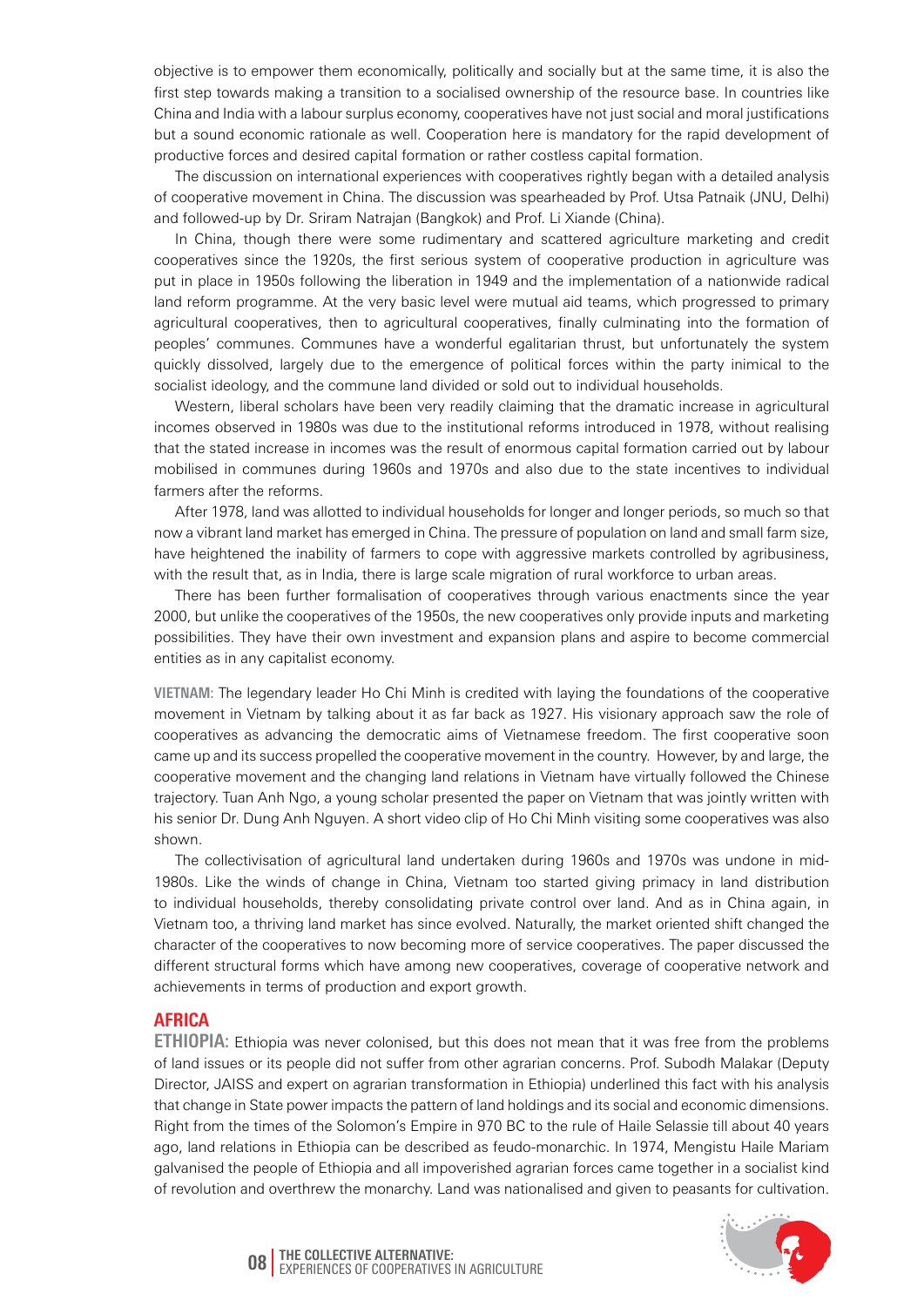objective is to empower them economically, politically and socially but at the same time, it is also the first step towards making a transition to a socialised ownership of the resource base. In countries like China and India with a labour surplus economy, cooperatives have not just social and moral justifications but a sound economic rationale as well. Cooperation here is mandatory for the rapid development of productive forces and desired capital formation or rather costless capital formation.

The discussion on international experiences with cooperatives rightly began with a detailed analysis of cooperative movement in China. The discussion was spearheaded by Prof. Utsa Patnaik (JNU, Delhi) and followed-up by Dr. Sriram Natrajan (Bangkok) and Prof. Li Xiande (China).

In China, though there were some rudimentary and scattered agriculture marketing and credit cooperatives since the 1920s, the first serious system of cooperative production in agriculture was put in place in 1950s following the liberation in 1949 and the implementation of a nationwide radical land reform programme. At the very basic level were mutual aid teams, which progressed to primary agricultural cooperatives, then to agricultural cooperatives, finally culminating into the formation of peoples' communes. Communes have a wonderful egalitarian thrust, but unfortunately the system quickly dissolved, largely due to the emergence of political forces within the party inimical to the socialist ideology, and the commune land divided or sold out to individual households.

Western, liberal scholars have been very readily claiming that the dramatic increase in agricultural incomes observed in 1980s was due to the institutional reforms introduced in 1978, without realising that the stated increase in incomes was the result of enormous capital formation carried out by labour mobilised in communes during 1960s and 1970s and also due to the state incentives to individual farmers after the reforms.

After 1978, land was allotted to individual households for longer and longer periods, so much so that now a vibrant land market has emerged in China. The pressure of population on land and small farm size, have heightened the inability of farmers to cope with aggressive markets controlled by agribusiness, with the result that, as in India, there is large scale migration of rural workforce to urban areas.

There has been further formalisation of cooperatives through various enactments since the year 2000, but unlike the cooperatives of the 1950s, the new cooperatives only provide inputs and marketing possibilities. They have their own investment and expansion plans and aspire to become commercial entities as in any capitalist economy.

**VIETNAM:** The legendary leader Ho Chi Minh is credited with laying the foundations of the cooperative movement in Vietnam by talking about it as far back as 1927. His visionary approach saw the role of cooperatives as advancing the democratic aims of Vietnamese freedom. The first cooperative soon came up and its success propelled the cooperative movement in the country. However, by and large, the cooperative movement and the changing land relations in Vietnam have virtually followed the Chinese trajectory. Tuan Anh Ngo, a young scholar presented the paper on Vietnam that was jointly written with his senior Dr. Dung Anh Nguyen. A short video clip of Ho Chi Minh visiting some cooperatives was also shown.

The collectivisation of agricultural land undertaken during 1960s and 1970s was undone in mid-1980s. Like the winds of change in China, Vietnam too started giving primacy in land distribution to individual households, thereby consolidating private control over land. And as in China again, in Vietnam too, a thriving land market has since evolved. Naturally, the market oriented shift changed the character of the cooperatives to now becoming more of service cooperatives. The paper discussed the different structural forms which have among new cooperatives, coverage of cooperative network and achievements in terms of production and export growth.

## AFRICA

**ETHIOPIA:** Ethiopia was never colonised, but this does not mean that it was free from the problems of land issues or its people did not suffer from other agrarian concerns. Prof. Subodh Malakar (Deputy Director, JAISS and expert on agrarian transformation in Ethiopia) underlined this fact with his analysis that change in State power impacts the pattern of land holdings and its social and economic dimensions. Right from the times of the Solomon's Empire in 970 BC to the rule of Haile Selassie till about 40 years ago, land relations in Ethiopia can be described as feudo-monarchic. In 1974, Mengistu Haile Mariam galvanised the people of Ethiopia and all impoverished agrarian forces came together in a socialist kind of revolution and overthrew the monarchy. Land was nationalised and given to peasants for cultivation.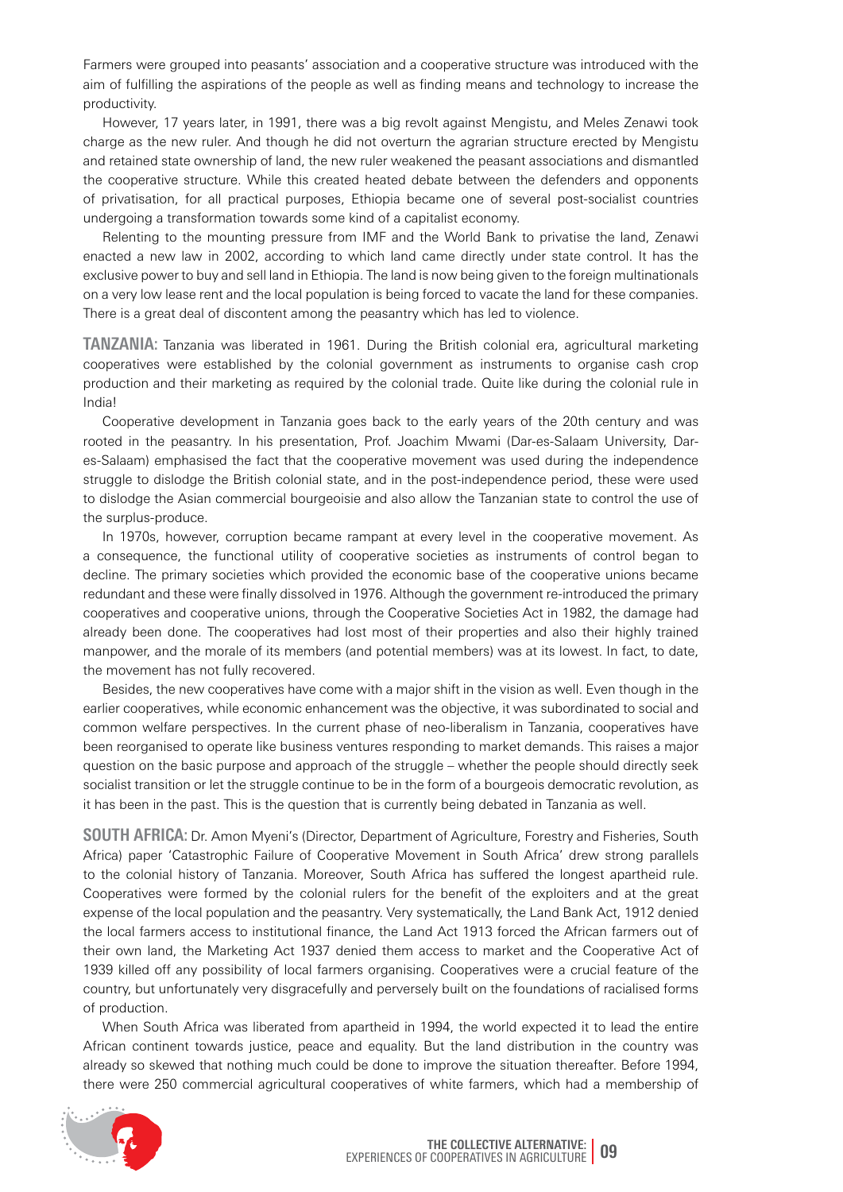Farmers were grouped into peasants' association and a cooperative structure was introduced with the aim of fulfilling the aspirations of the people as well as finding means and technology to increase the productivity.

However, 17 years later, in 1991, there was a big revolt against Mengistu, and Meles Zenawi took charge as the new ruler. And though he did not overturn the agrarian structure erected by Mengistu and retained state ownership of land, the new ruler weakened the peasant associations and dismantled the cooperative structure. While this created heated debate between the defenders and opponents of privatisation, for all practical purposes, Ethiopia became one of several post-socialist countries undergoing a transformation towards some kind of a capitalist economy.

Relenting to the mounting pressure from IMF and the World Bank to privatise the land, Zenawi enacted a new law in 2002, according to which land came directly under state control. It has the exclusive power to buy and sell land in Ethiopia. The land is now being given to the foreign multinationals on a very low lease rent and the local population is being forced to vacate the land for these companies. There is a great deal of discontent among the peasantry which has led to violence.

**TANZANIA:** Tanzania was liberated in 1961. During the British colonial era, agricultural marketing cooperatives were established by the colonial government as instruments to organise cash crop production and their marketing as required by the colonial trade. Quite like during the colonial rule in India!

Cooperative development in Tanzania goes back to the early years of the 20th century and was rooted in the peasantry. In his presentation, Prof. Joachim Mwami (Dar-es-Salaam University, Dar-es-Salaam) emphasised the fact that the cooperative movement was used during the independence struggle to dislodge the British colonial state, and in the post-independence period, these were used to dislodge the Asian commercial bourgeoisie and also allow the Tanzanian state to control the use of the surplus-produce.

In 1970s, however, corruption became rampant at every level in the cooperative movement. As a consequence, the functional utility of cooperative societies as instruments of control began to decline. The primary societies which provided the economic base of the cooperative unions became redundant and these were finally dissolved in 1976. Although the government re-introduced the primary cooperatives and cooperative unions, through the Cooperative Societies Act in 1982, the damage had already been done. The cooperatives had lost most of their properties and also their highly trained manpower, and the morale of its members (and potential members) was at its lowest. In fact, to date, the movement has not fully recovered.

Besides, the new cooperatives have come with a major shift in the vision as well. Even though in the earlier cooperatives, while economic enhancement was the objective, it was subordinated to social and common welfare perspectives. In the current phase of neo-liberalism in Tanzania, cooperatives have been reorganised to operate like business ventures responding to market demands. This raises a major question on the basic purpose and approach of the struggle – whether the people should directly seek socialist transition or let the struggle continue to be in the form of a bourgeois democratic revolution, as it has been in the past. This is the question that is currently being debated in Tanzania as well.

**SOUTH AFRICA:** Dr. Amon Myeni's (Director, Department of Agriculture, Forestry and Fisheries, South Africa) paper 'Catastrophic Failure of Cooperative Movement in South Africa' drew strong parallels to the colonial history of Tanzania. Moreover, South Africa has suffered the longest apartheid rule. Cooperatives were formed by the colonial rulers for the benefit of the exploiters and at the great expense of the local population and the peasantry. Very systematically, the Land Bank Act, 1912 denied the local farmers access to institutional finance, the Land Act 1913 forced the African farmers out of their own land, the Marketing Act 1937 denied them access to market and the Cooperative Act of 1939 killed off any possibility of local farmers organising. Cooperatives were a crucial feature of the country, but unfortunately very disgracefully and perversely built on the foundations of racialised forms of production.

When South Africa was liberated from apartheid in 1994, the world expected it to lead the entire African continent towards justice, peace and equality. But the land distribution in the country was already so skewed that nothing much could be done to improve the situation thereafter. Before 1994, there were 250 commercial agricultural cooperatives of white farmers, which had a membership of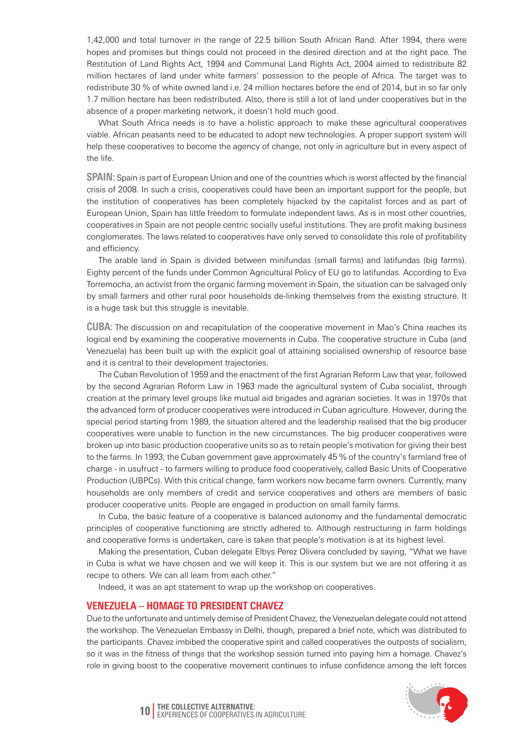1,42,000 and total turnover in the range of 22.5 billion South African Rand. After 1994, there were hopes and promises but things could not proceed in the desired direction and at the right pace. The Restitution of Land Rights Act, 1994 and Communal Land Rights Act, 2004 aimed to redistribute 82 million hectares of land under white farmers' possession to the people of Africa. The target was to redistribute 30 % of white owned land i.e. 24 million hectares before the end of 2014, but in so far only 1.7 million hectare has been redistributed. Also, there is still a lot of land under cooperatives but in the absence of a proper marketing network, it doesn't hold much good.

What South Africa needs is to have a holistic approach to make these agricultural cooperatives viable. African peasants need to be educated to adopt new technologies. A proper support system will help these cooperatives to become the agency of change, not only in agriculture but in every aspect of the life.

**SPAIN:** Spain is part of European Union and one of the countries which is worst affected by the financial crisis of 2008. In such a crisis, cooperatives could have been an important support for the people, but the institution of cooperatives has been completely hijacked by the capitalist forces and as part of European Union, Spain has little freedom to formulate independent laws. As is in most other countries, cooperatives in Spain are not people centric socially useful institutions. They are profit making business conglomerates. The laws related to cooperatives have only served to consolidate this role of profitability and efficiency.

The arable land in Spain is divided between minifundas (small farms) and latifundas (big farms). Eighty percent of the funds under Common Agricultural Policy of EU go to latifundas. According to Eva Torremocha, an activist from the organic farming movement in Spain, the situation can be salvaged only by small farmers and other rural poor households de-linking themselves from the existing structure. It is a huge task but this struggle is inevitable.

**CUBA:** The discussion on and recapitulation of the cooperative movement in Mao's China reaches its logical end by examining the cooperative movements in Cuba. The cooperative structure in Cuba (and Venezuela) has been built up with the explicit goal of attaining socialised ownership of resource base and it is central to their development trajectories.

The Cuban Revolution of 1959 and the enactment of the first Agrarian Reform Law that year, followed by the second Agrarian Reform Law in 1963 made the agricultural system of Cuba socialist, through creation at the primary level groups like mutual aid brigades and agrarian societies. It was in 1970s that the advanced form of producer cooperatives were introduced in Cuban agriculture. However, during the special period starting from 1989, the situation altered and the leadership realised that the big producer cooperatives were unable to function in the new circumstances. The big producer cooperatives were broken up into basic production cooperative units so as to retain people's motivation for giving their best to the farms. In 1993, the Cuban government gave approximately 45 % of the country's farmland free of charge - in usufruct - to farmers willing to produce food cooperatively, called Basic Units of Cooperative Production (UBPCs). With this critical change, farm workers now became farm owners. Currently, many households are only members of credit and service cooperatives and others are members of basic producer cooperative units. People are engaged in production on small family farms.

In Cuba, the basic feature of a cooperative is balanced autonomy and the fundamental democratic principles of cooperative functioning are strictly adhered to. Although restructuring in farm holdings and cooperative forms is undertaken, care is taken that people's motivation is at its highest level.

Making the presentation, Cuban delegate Elbys Perez Olivera concluded by saying, "What we have in Cuba is what we have chosen and we will keep it. This is our system but we are not offering it as recipe to others. We can all learn from each other."

Indeed, it was an apt statement to wrap up the workshop on cooperatives.

## VENEZUELA – HOMAGE TO PRESIDENT CHAVEZ

Due to the unfortunate and untimely demise of President Chavez, the Venezuelan delegate could not attend the workshop. The Venezuelan Embassy in Delhi, though, prepared a brief note, which was distributed to the participants. Chavez imbibed the cooperative spirit and called cooperatives the outposts of socialism, so it was in the fitness of things that the workshop session turned into paying him a homage. Chavez's role in giving boost to the cooperative movement continues to infuse confidence among the left forces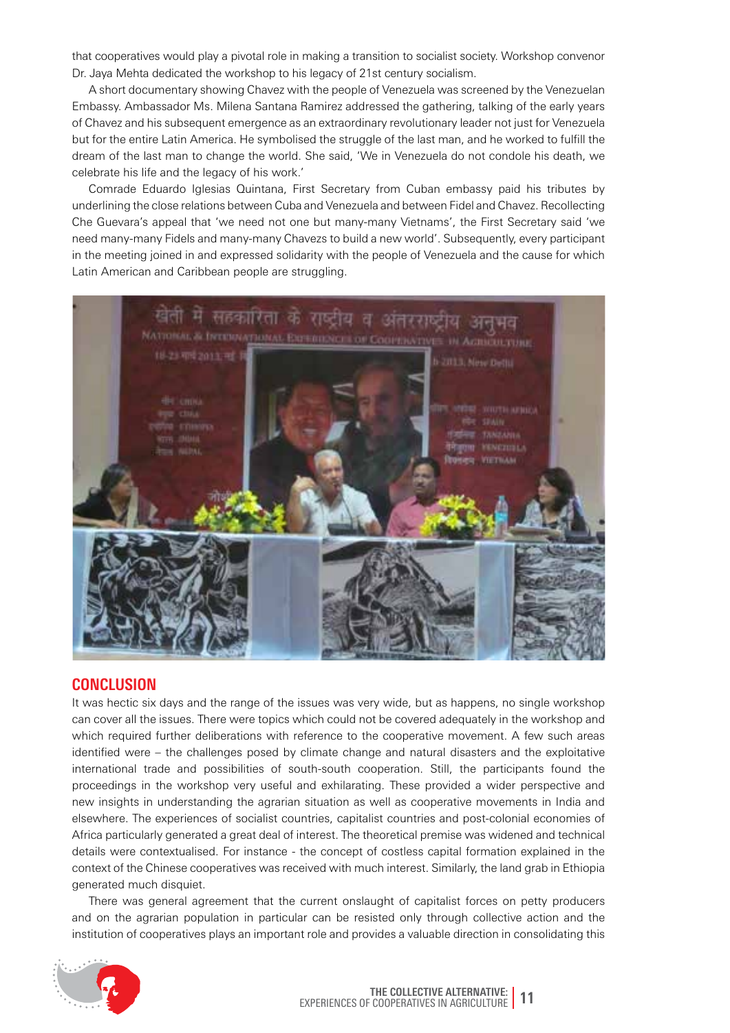that cooperatives would play a pivotal role in making a transition to socialist society. Workshop convenor Dr. Jaya Mehta dedicated the workshop to his legacy of 21st century socialism.

A short documentary showing Chavez with the people of Venezuela was screened by the Venezuelan Embassy. Ambassador Ms. Milena Santana Ramirez addressed the gathering, talking of the early years of Chavez and his subsequent emergence as an extraordinary revolutionary leader not just for Venezuela but for the entire Latin America. He symbolised the struggle of the last man, and he worked to fulfill the dream of the last man to change the world. She said, 'We in Venezuela do not condole his death, we celebrate his life and the legacy of his work.'

Comrade Eduardo Iglesias Quintana, First Secretary from Cuban embassy paid his tributes by underlining the close relations between Cuba and Venezuela and between Fidel and Chavez. Recollecting Che Guevara's appeal that 'we need not one but many-many Vietnams', the First Secretary said 'we need many-many Fidels and many-many Chavezs to build a new world'. Subsequently, every participant in the meeting joined in and expressed solidarity with the people of Venezuela and the cause for which Latin American and Caribbean people are struggling.

## CONCLUSION

It was hectic six days and the range of the issues was very wide, but as happens, no single workshop can cover all the issues. There were topics which could not be covered adequately in the workshop and which required further deliberations with reference to the cooperative movement. A few such areas identified were – the challenges posed by climate change and natural disasters and the exploitative international trade and possibilities of south-south cooperation. Still, the participants found the proceedings in the workshop very useful and exhilarating. These provided a wider perspective and new insights in understanding the agrarian situation as well as cooperative movements in India and elsewhere. The experiences of socialist countries, capitalist countries and post-colonial economies of Africa particularly generated a great deal of interest. The theoretical premise was widened and technical details were contextualised. For instance - the concept of costless capital formation explained in the context of the Chinese cooperatives was received with much interest. Similarly, the land grab in Ethiopia generated much disquiet.

There was general agreement that the current onslaught of capitalist forces on petty producers and on the agrarian population in particular can be resisted only through collective action and the institution of cooperatives plays an important role and provides a valuable direction in consolidating this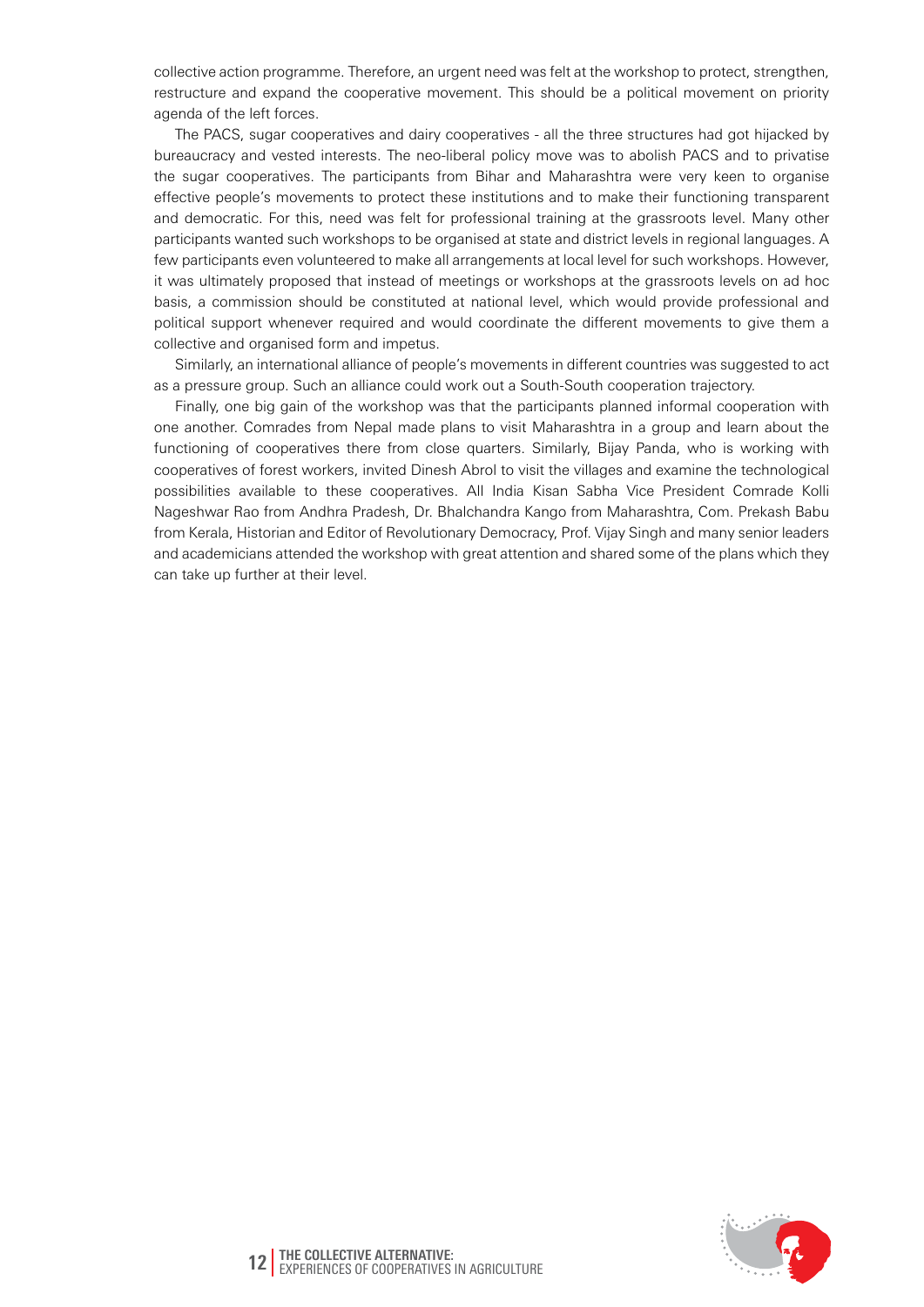collective action programme. Therefore, an urgent need was felt at the workshop to protect, strengthen, restructure and expand the cooperative movement. This should be a political movement on priority agenda of the left forces.

The PACS, sugar cooperatives and dairy cooperatives - all the three structures had got hijacked by bureaucracy and vested interests. The neo-liberal policy move was to abolish PACS and to privatise the sugar cooperatives. The participants from Bihar and Maharashtra were very keen to organise effective people's movements to protect these institutions and to make their functioning transparent and democratic. For this, need was felt for professional training at the grassroots level. Many other participants wanted such workshops to be organised at state and district levels in regional languages. A few participants even volunteered to make all arrangements at local level for such workshops. However, it was ultimately proposed that instead of meetings or workshops at the grassroots levels on ad hoc basis, a commission should be constituted at national level, which would provide professional and political support whenever required and would coordinate the different movements to give them a collective and organised form and impetus.

Similarly, an international alliance of people's movements in different countries was suggested to act as a pressure group. Such an alliance could work out a South-South cooperation trajectory.

Finally, one big gain of the workshop was that the participants planned informal cooperation with one another. Comrades from Nepal made plans to visit Maharashtra in a group and learn about the functioning of cooperatives there from close quarters. Similarly, Bijay Panda, who is working with cooperatives of forest workers, invited Dinesh Abrol to visit the villages and examine the technological possibilities available to these cooperatives. All India Kisan Sabha Vice President Comrade Kolli Nageshwar Rao from Andhra Pradesh, Dr. Bhalchandra Kango from Maharashtra, Com. Prekash Babu from Kerala, Historian and Editor of Revolutionary Democracy, Prof. Vijay Singh and many senior leaders and academicians attended the workshop with great attention and shared some of the plans which they can take up further at their level.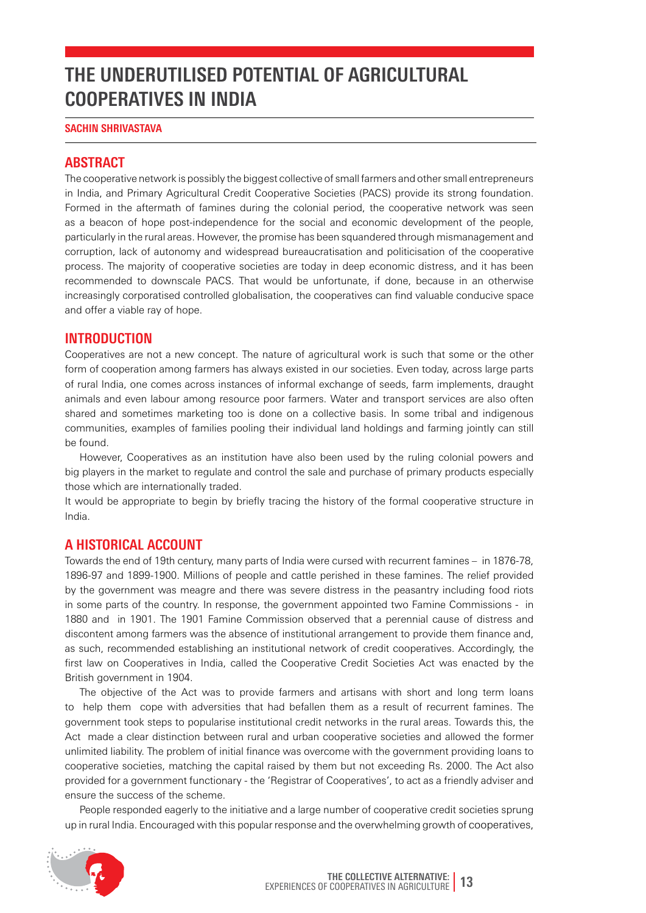# THE UNDERUTILISED POTENTIAL OF AGRICULTURAL COOPERATIVES IN INDIA

**SACHIN SHRIVASTAVA**

## ABSTRACT

The cooperative network is possibly the biggest collective of small farmers and other small entrepreneurs in India, and Primary Agricultural Credit Cooperative Societies (PACS) provide its strong foundation. Formed in the aftermath of famines during the colonial period, the cooperative network was seen as a beacon of hope post-independence for the social and economic development of the people, particularly in the rural areas. However, the promise has been squandered through mismanagement and corruption, lack of autonomy and widespread bureaucratisation and politicisation of the cooperative process. The majority of cooperative societies are today in deep economic distress, and it has been recommended to downscale PACS. That would be unfortunate, if done, because in an otherwise increasingly corporatised controlled globalisation, the cooperatives can find valuable conducive space and offer a viable ray of hope.

## INTRODUCTION

Cooperatives are not a new concept. The nature of agricultural work is such that some or the other form of cooperation among farmers has always existed in our societies. Even today, across large parts of rural India, one comes across instances of informal exchange of seeds, farm implements, draught animals and even labour among resource poor farmers. Water and transport services are also often shared and sometimes marketing too is done on a collective basis. In some tribal and indigenous communities, examples of families pooling their individual land holdings and farming jointly can still be found.

However, Cooperatives as an institution have also been used by the ruling colonial powers and big players in the market to regulate and control the sale and purchase of primary products especially those which are internationally traded.

It would be appropriate to begin by briefly tracing the history of the formal cooperative structure in India.

## A HISTORICAL ACCOUNT

Towards the end of 19th century, many parts of India were cursed with recurrent famines – in 1876-78, 1896-97 and 1899-1900. Millions of people and cattle perished in these famines. The relief provided by the government was meagre and there was severe distress in the peasantry including food riots in some parts of the country. In response, the government appointed two Famine Commissions - in 1880 and in 1901. The 1901 Famine Commission observed that a perennial cause of distress and discontent among farmers was the absence of institutional arrangement to provide them finance and, as such, recommended establishing an institutional network of credit cooperatives. Accordingly, the first law on Cooperatives in India, called the Cooperative Credit Societies Act was enacted by the British government in 1904.

The objective of the Act was to provide farmers and artisans with short and long term loans to help them cope with adversities that had befallen them as a result of recurrent famines. The government took steps to popularise institutional credit networks in the rural areas. Towards this, the Act made a clear distinction between rural and urban cooperative societies and allowed the former unlimited liability. The problem of initial finance was overcome with the government providing loans to cooperative societies, matching the capital raised by them but not exceeding Rs. 2000. The Act also provided for a government functionary - the 'Registrar of Cooperatives', to act as a friendly adviser and ensure the success of the scheme.

People responded eagerly to the initiative and a large number of cooperative credit societies sprung up in rural India. Encouraged with this popular response and the overwhelming growth of cooperatives,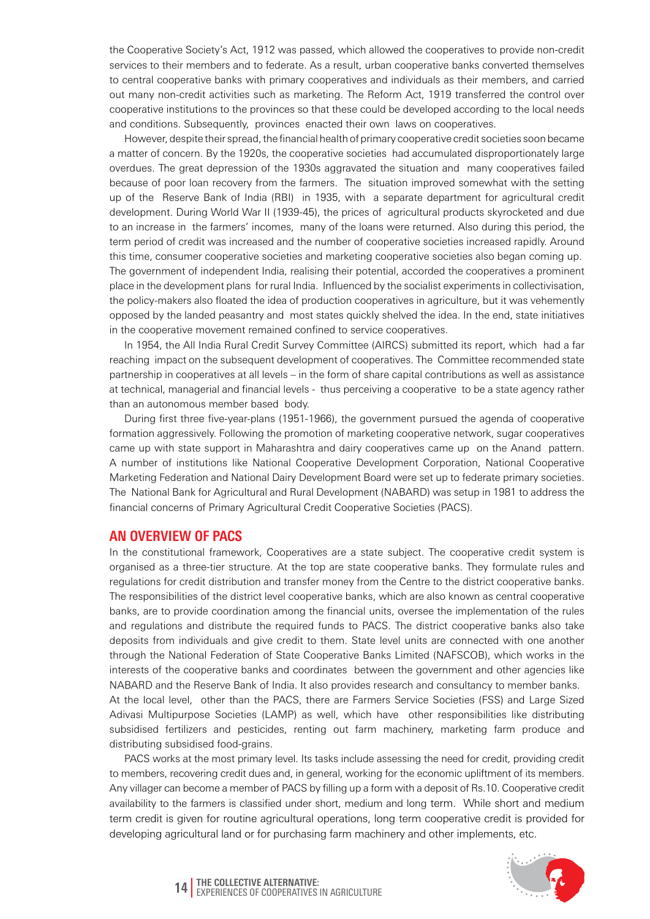the Cooperative Society's Act, 1912 was passed, which allowed the cooperatives to provide non-credit services to their members and to federate. As a result, urban cooperative banks converted themselves to central cooperative banks with primary cooperatives and individuals as their members, and carried out many non-credit activities such as marketing. The Reform Act, 1919 transferred the control over cooperative institutions to the provinces so that these could be developed according to the local needs and conditions. Subsequently, provinces enacted their own laws on cooperatives.

However, despite their spread, the financial health of primary cooperative credit societies soon became a matter of concern. By the 1920s, the cooperative societies had accumulated disproportionately large overdues. The great depression of the 1930s aggravated the situation and many cooperatives failed because of poor loan recovery from the farmers. The situation improved somewhat with the setting up of the Reserve Bank of India (RBI) in 1935, with a separate department for agricultural credit development. During World War II (1939-45), the prices of agricultural products skyrocketed and due to an increase in the farmers' incomes, many of the loans were returned. Also during this period, the term period of credit was increased and the number of cooperative societies increased rapidly. Around this time, consumer cooperative societies and marketing cooperative societies also began coming up.
The government of independent India, realising their potential, accorded the cooperatives a prominent place in the development plans for rural India. Influenced by the socialist experiments in collectivisation, the policy-makers also floated the idea of production cooperatives in agriculture, but it was vehemently opposed by the landed peasantry and most states quickly shelved the idea. In the end, state initiatives in the cooperative movement remained confined to service cooperatives.

In 1954, the All India Rural Credit Survey Committee (AIRCS) submitted its report, which had a far reaching impact on the subsequent development of cooperatives. The Committee recommended state partnership in cooperatives at all levels – in the form of share capital contributions as well as assistance at technical, managerial and financial levels - thus perceiving a cooperative to be a state agency rather than an autonomous member based body.

During first three five-year-plans (1951-1966), the government pursued the agenda of cooperative formation aggressively. Following the promotion of marketing cooperative network, sugar cooperatives came up with state support in Maharashtra and dairy cooperatives came up on the Anand pattern. A number of institutions like National Cooperative Development Corporation, National Cooperative Marketing Federation and National Dairy Development Board were set up to federate primary societies. The National Bank for Agricultural and Rural Development (NABARD) was setup in 1981 to address the financial concerns of Primary Agricultural Credit Cooperative Societies (PACS).

## AN OVERVIEW OF PACS

In the constitutional framework, Cooperatives are a state subject. The cooperative credit system is organised as a three-tier structure. At the top are state cooperative banks. They formulate rules and regulations for credit distribution and transfer money from the Centre to the district cooperative banks. The responsibilities of the district level cooperative banks, which are also known as central cooperative banks, are to provide coordination among the financial units, oversee the implementation of the rules and regulations and distribute the required funds to PACS. The district cooperative banks also take deposits from individuals and give credit to them. State level units are connected with one another through the National Federation of State Cooperative Banks Limited (NAFSCOB), which works in the interests of the cooperative banks and coordinates between the government and other agencies like NABARD and the Reserve Bank of India. It also provides research and consultancy to member banks.
At the local level, other than the PACS, there are Farmers Service Societies (FSS) and Large Sized Adivasi Multipurpose Societies (LAMP) as well, which have other responsibilities like distributing subsidised fertilizers and pesticides, renting out farm machinery, marketing farm produce and distributing subsidised food-grains.

PACS works at the most primary level. Its tasks include assessing the need for credit, providing credit to members, recovering credit dues and, in general, working for the economic upliftment of its members. Any villager can become a member of PACS by filling up a form with a deposit of Rs.10. Cooperative credit availability to the farmers is classified under short, medium and long term. While short and medium term credit is given for routine agricultural operations, long term cooperative credit is provided for developing agricultural land or for purchasing farm machinery and other implements, etc.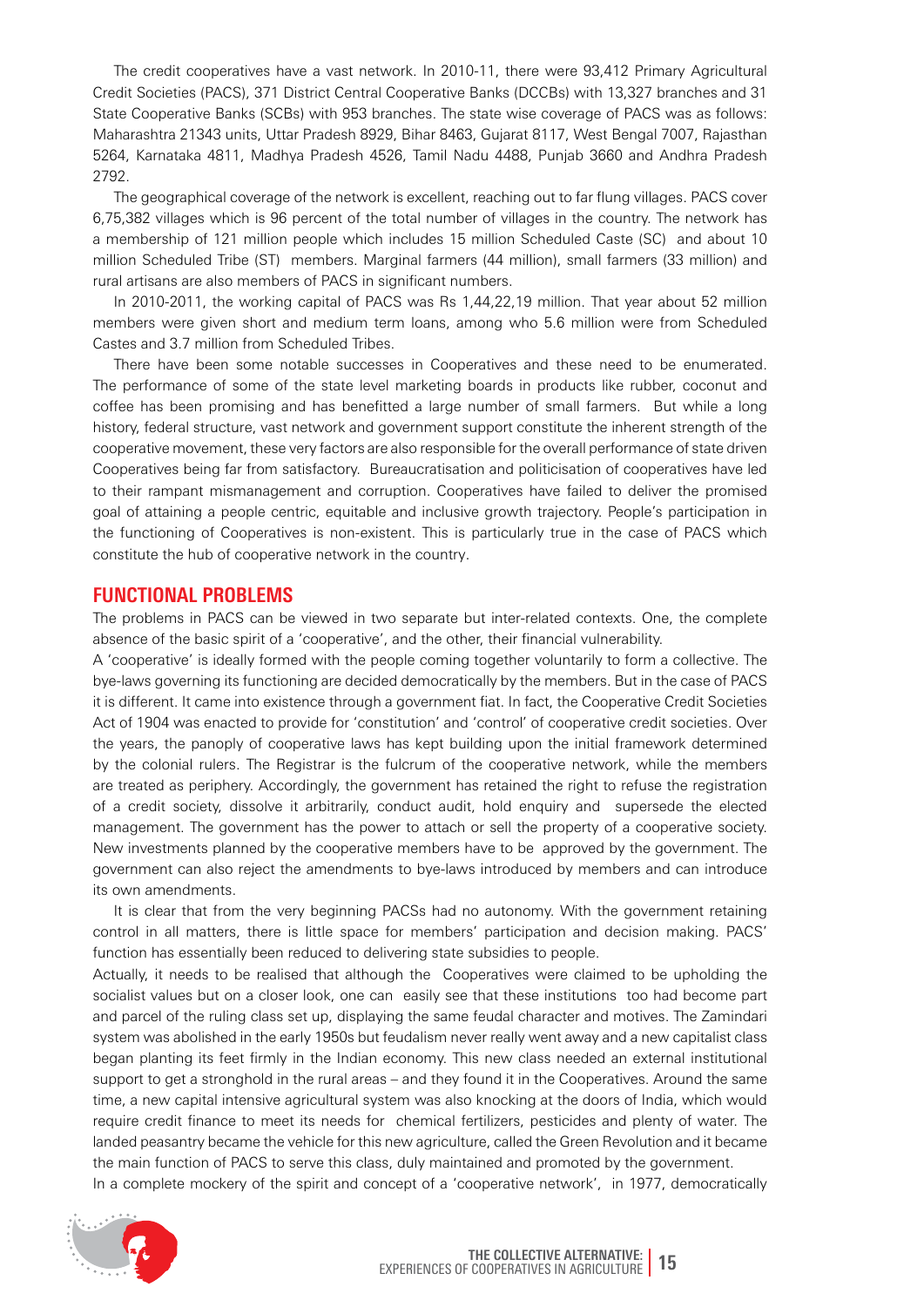The credit cooperatives have a vast network. In 2010-11, there were 93,412 Primary Agricultural Credit Societies (PACS), 371 District Central Cooperative Banks (DCCBs) with 13,327 branches and 31 State Cooperative Banks (SCBs) with 953 branches. The state wise coverage of PACS was as follows: Maharashtra 21343 units, Uttar Pradesh 8929, Bihar 8463, Gujarat 8117, West Bengal 7007, Rajasthan 5264, Karnataka 4811, Madhya Pradesh 4526, Tamil Nadu 4488, Punjab 3660 and Andhra Pradesh 2792.

The geographical coverage of the network is excellent, reaching out to far flung villages. PACS cover 6,75,382 villages which is 96 percent of the total number of villages in the country. The network has a membership of 121 million people which includes 15 million Scheduled Caste (SC) and about 10 million Scheduled Tribe (ST) members. Marginal farmers (44 million), small farmers (33 million) and rural artisans are also members of PACS in significant numbers.

In 2010-2011, the working capital of PACS was Rs 1,44,22,19 million. That year about 52 million members were given short and medium term loans, among who 5.6 million were from Scheduled Castes and 3.7 million from Scheduled Tribes.

There have been some notable successes in Cooperatives and these need to be enumerated. The performance of some of the state level marketing boards in products like rubber, coconut and coffee has been promising and has benefitted a large number of small farmers. But while a long history, federal structure, vast network and government support constitute the inherent strength of the cooperative movement, these very factors are also responsible for the overall performance of state driven Cooperatives being far from satisfactory. Bureaucratisation and politicisation of cooperatives have led to their rampant mismanagement and corruption. Cooperatives have failed to deliver the promised goal of attaining a people centric, equitable and inclusive growth trajectory. People's participation in the functioning of Cooperatives is non-existent. This is particularly true in the case of PACS which constitute the hub of cooperative network in the country.

## FUNCTIONAL PROBLEMS

The problems in PACS can be viewed in two separate but inter-related contexts. One, the complete absence of the basic spirit of a 'cooperative', and the other, their financial vulnerability.

A 'cooperative' is ideally formed with the people coming together voluntarily to form a collective. The bye-laws governing its functioning are decided democratically by the members. But in the case of PACS it is different. It came into existence through a government fiat. In fact, the Cooperative Credit Societies Act of 1904 was enacted to provide for 'constitution' and 'control' of cooperative credit societies. Over the years, the panoply of cooperative laws has kept building upon the initial framework determined by the colonial rulers. The Registrar is the fulcrum of the cooperative network, while the members are treated as periphery. Accordingly, the government has retained the right to refuse the registration of a credit society, dissolve it arbitrarily, conduct audit, hold enquiry and supersede the elected management. The government has the power to attach or sell the property of a cooperative society. New investments planned by the cooperative members have to be approved by the government. The government can also reject the amendments to bye-laws introduced by members and can introduce its own amendments.

It is clear that from the very beginning PACSs had no autonomy. With the government retaining control in all matters, there is little space for members' participation and decision making. PACS' function has essentially been reduced to delivering state subsidies to people.

Actually, it needs to be realised that although the Cooperatives were claimed to be upholding the socialist values but on a closer look, one can easily see that these institutions too had become part and parcel of the ruling class set up, displaying the same feudal character and motives. The Zamindari system was abolished in the early 1950s but feudalism never really went away and a new capitalist class began planting its feet firmly in the Indian economy. This new class needed an external institutional support to get a stronghold in the rural areas – and they found it in the Cooperatives. Around the same time, a new capital intensive agricultural system was also knocking at the doors of India, which would require credit finance to meet its needs for chemical fertilizers, pesticides and plenty of water. The landed peasantry became the vehicle for this new agriculture, called the Green Revolution and it became the main function of PACS to serve this class, duly maintained and promoted by the government.

In a complete mockery of the spirit and concept of a 'cooperative network', in 1977, democratically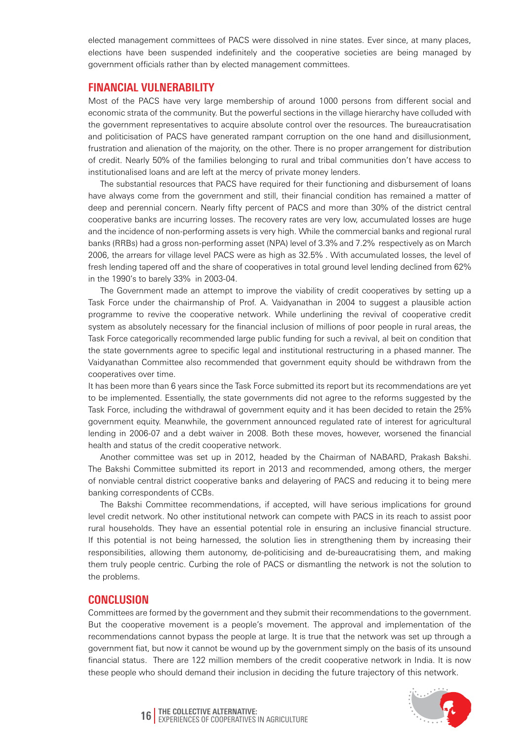elected management committees of PACS were dissolved in nine states. Ever since, at many places, elections have been suspended indefinitely and the cooperative societies are being managed by government officials rather than by elected management committees.

## FINANCIAL VULNERABILITY

Most of the PACS have very large membership of around 1000 persons from different social and economic strata of the community. But the powerful sections in the village hierarchy have colluded with the government representatives to acquire absolute control over the resources. The bureaucratisation and politicisation of PACS have generated rampant corruption on the one hand and disillusionment, frustration and alienation of the majority, on the other. There is no proper arrangement for distribution of credit. Nearly 50% of the families belonging to rural and tribal communities don't have access to institutionalised loans and are left at the mercy of private money lenders.

The substantial resources that PACS have required for their functioning and disbursement of loans have always come from the government and still, their financial condition has remained a matter of deep and perennial concern. Nearly fifty percent of PACS and more than 30% of the district central cooperative banks are incurring losses. The recovery rates are very low, accumulated losses are huge and the incidence of non-performing assets is very high. While the commercial banks and regional rural banks (RRBs) had a gross non-performing asset (NPA) level of 3.3% and 7.2% respectively as on March 2006, the arrears for village level PACS were as high as 32.5% . With accumulated losses, the level of fresh lending tapered off and the share of cooperatives in total ground level lending declined from 62% in the 1990's to barely 33% in 2003-04.

The Government made an attempt to improve the viability of credit cooperatives by setting up a Task Force under the chairmanship of Prof. A. Vaidyanathan in 2004 to suggest a plausible action programme to revive the cooperative network. While underlining the revival of cooperative credit system as absolutely necessary for the financial inclusion of millions of poor people in rural areas, the Task Force categorically recommended large public funding for such a revival, al beit on condition that the state governments agree to specific legal and institutional restructuring in a phased manner. The Vaidyanathan Committee also recommended that government equity should be withdrawn from the cooperatives over time.

It has been more than 6 years since the Task Force submitted its report but its recommendations are yet to be implemented. Essentially, the state governments did not agree to the reforms suggested by the Task Force, including the withdrawal of government equity and it has been decided to retain the 25% government equity. Meanwhile, the government announced regulated rate of interest for agricultural lending in 2006-07 and a debt waiver in 2008. Both these moves, however, worsened the financial health and status of the credit cooperative network.

Another committee was set up in 2012, headed by the Chairman of NABARD, Prakash Bakshi. The Bakshi Committee submitted its report in 2013 and recommended, among others, the merger of nonviable central district cooperative banks and delayering of PACS and reducing it to being mere banking correspondents of CCBs.

The Bakshi Committee recommendations, if accepted, will have serious implications for ground level credit network. No other institutional network can compete with PACS in its reach to assist poor rural households. They have an essential potential role in ensuring an inclusive financial structure. If this potential is not being harnessed, the solution lies in strengthening them by increasing their responsibilities, allowing them autonomy, de-politicising and de-bureaucratising them, and making them truly people centric. Curbing the role of PACS or dismantling the network is not the solution to the problems.

## CONCLUSION

Committees are formed by the government and they submit their recommendations to the government. But the cooperative movement is a people's movement. The approval and implementation of the recommendations cannot bypass the people at large. It is true that the network was set up through a government fiat, but now it cannot be wound up by the government simply on the basis of its unsound financial status. There are 122 million members of the credit cooperative network in India. It is now these people who should demand their inclusion in deciding the future trajectory of this network.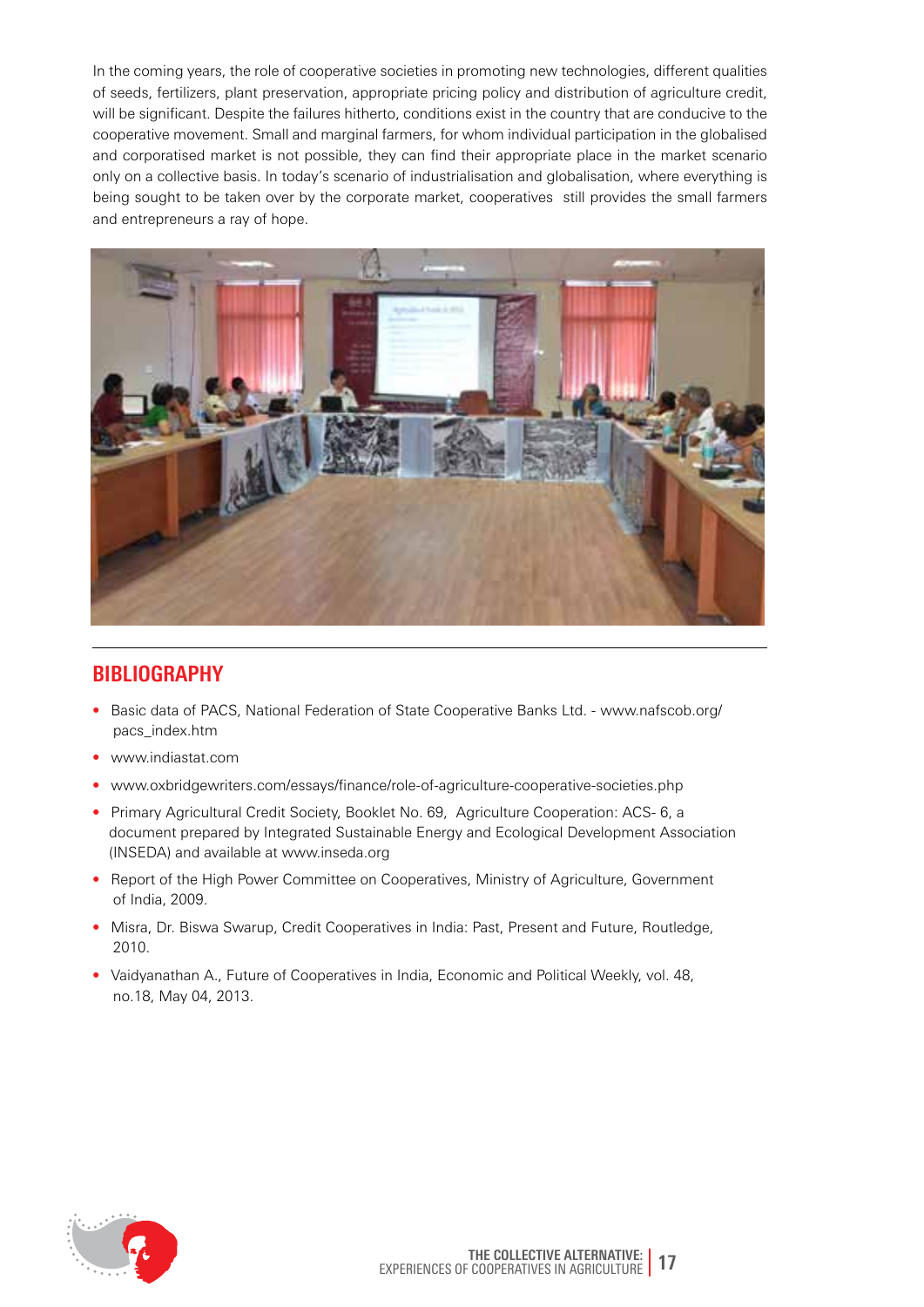In the coming years, the role of cooperative societies in promoting new technologies, different qualities of seeds, fertilizers, plant preservation, appropriate pricing policy and distribution of agriculture credit, will be significant. Despite the failures hitherto, conditions exist in the country that are conducive to the cooperative movement. Small and marginal farmers, for whom individual participation in the globalised and corporatised market is not possible, they can find their appropriate place in the market scenario only on a collective basis. In today's scenario of industrialisation and globalisation, where everything is being sought to be taken over by the corporate market, cooperatives still provides the small farmers and entrepreneurs a ray of hope.

## BIBLIOGRAPHY

- Basic data of PACS, National Federation of State Cooperative Banks Ltd. - www.nafscob.org/pacs_index.htm
- www.indiastat.com
- www.oxbridgewriters.com/essays/finance/role-of-agriculture-cooperative-societies.php
- Primary Agricultural Credit Society, Booklet No. 69, Agriculture Cooperation: ACS- 6, a document prepared by Integrated Sustainable Energy and Ecological Development Association (INSEDA) and available at www.inseda.org
- Report of the High Power Committee on Cooperatives, Ministry of Agriculture, Government of India, 2009.
- Misra, Dr. Biswa Swarup, Credit Cooperatives in India: Past, Present and Future, Routledge, 2010.
- Vaidyanathan A., Future of Cooperatives in India, Economic and Political Weekly, vol. 48, no.18, May 04, 2013.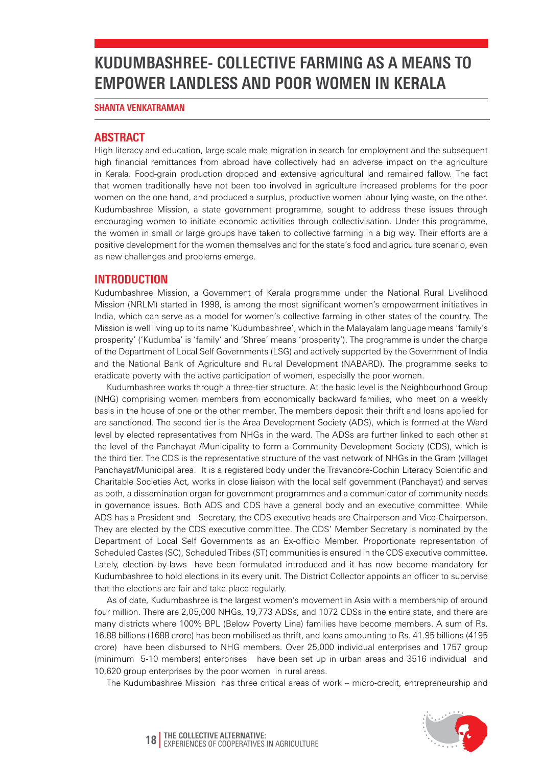# KUDUMBASHREE- COLLECTIVE FARMING AS A MEANS TO EMPOWER LANDLESS AND POOR WOMEN IN KERALA

**SHANTA VENKATRAMAN**

## ABSTRACT

High literacy and education, large scale male migration in search for employment and the subsequent high financial remittances from abroad have collectively had an adverse impact on the agriculture in Kerala. Food-grain production dropped and extensive agricultural land remained fallow. The fact that women traditionally have not been too involved in agriculture increased problems for the poor women on the one hand, and produced a surplus, productive women labour lying waste, on the other. Kudumbashree Mission, a state government programme, sought to address these issues through encouraging women to initiate economic activities through collectivisation. Under this programme, the women in small or large groups have taken to collective farming in a big way. Their efforts are a positive development for the women themselves and for the state's food and agriculture scenario, even as new challenges and problems emerge.

## INTRODUCTION

Kudumbashree Mission, a Government of Kerala programme under the National Rural Livelihood Mission (NRLM) started in 1998, is among the most significant women's empowerment initiatives in India, which can serve as a model for women's collective farming in other states of the country. The Mission is well living up to its name 'Kudumbashree', which in the Malayalam language means 'family's prosperity' ('Kudumba' is 'family' and 'Shree' means 'prosperity'). The programme is under the charge of the Department of Local Self Governments (LSG) and actively supported by the Government of India and the National Bank of Agriculture and Rural Development (NABARD). The programme seeks to eradicate poverty with the active participation of women, especially the poor women.

Kudumbashree works through a three-tier structure. At the basic level is the Neighbourhood Group (NHG) comprising women members from economically backward families, who meet on a weekly basis in the house of one or the other member. The members deposit their thrift and loans applied for are sanctioned. The second tier is the Area Development Society (ADS), which is formed at the Ward level by elected representatives from NHGs in the ward. The ADSs are further linked to each other at the level of the Panchayat /Municipality to form a Community Development Society (CDS), which is the third tier. The CDS is the representative structure of the vast network of NHGs in the Gram (village) Panchayat/Municipal area. It is a registered body under the Travancore-Cochin Literacy Scientific and Charitable Societies Act, works in close liaison with the local self government (Panchayat) and serves as both, a dissemination organ for government programmes and a communicator of community needs in governance issues. Both ADS and CDS have a general body and an executive committee. While ADS has a President and Secretary, the CDS executive heads are Chairperson and Vice-Chairperson. They are elected by the CDS executive committee. The CDS' Member Secretary is nominated by the Department of Local Self Governments as an Ex-officio Member. Proportionate representation of Scheduled Castes (SC), Scheduled Tribes (ST) communities is ensured in the CDS executive committee. Lately, election by-laws have been formulated introduced and it has now become mandatory for Kudumbashree to hold elections in its every unit. The District Collector appoints an officer to supervise that the elections are fair and take place regularly.

As of date, Kudumbashree is the largest women's movement in Asia with a membership of around four million. There are 2,05,000 NHGs, 19,773 ADSs, and 1072 CDSs in the entire state, and there are many districts where 100% BPL (Below Poverty Line) families have become members. A sum of Rs. 16.88 billions (1688 crore) has been mobilised as thrift, and loans amounting to Rs. 41.95 billions (4195 crore) have been disbursed to NHG members. Over 25,000 individual enterprises and 1757 group (minimum 5-10 members) enterprises have been set up in urban areas and 3516 individual and 10,620 group enterprises by the poor women in rural areas.

The Kudumbashree Mission has three critical areas of work – micro-credit, entrepreneurship and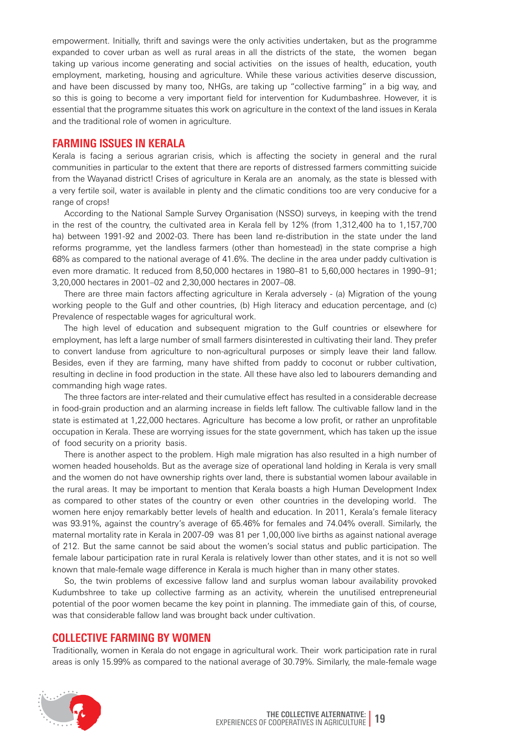empowerment. Initially, thrift and savings were the only activities undertaken, but as the programme expanded to cover urban as well as rural areas in all the districts of the state, the women began taking up various income generating and social activities on the issues of health, education, youth employment, marketing, housing and agriculture. While these various activities deserve discussion, and have been discussed by many too, NHGs, are taking up "collective farming" in a big way, and so this is going to become a very important field for intervention for Kudumbashree. However, it is essential that the programme situates this work on agriculture in the context of the land issues in Kerala and the traditional role of women in agriculture.

## FARMING ISSUES IN KERALA

Kerala is facing a serious agrarian crisis, which is affecting the society in general and the rural communities in particular to the extent that there are reports of distressed farmers committing suicide from the Wayanad district! Crises of agriculture in Kerala are an anomaly, as the state is blessed with a very fertile soil, water is available in plenty and the climatic conditions too are very conducive for a range of crops!

According to the National Sample Survey Organisation (NSSO) surveys, in keeping with the trend in the rest of the country, the cultivated area in Kerala fell by 12% (from 1,312,400 ha to 1,157,700 ha) between 1991-92 and 2002-03. There has been land re-distribution in the state under the land reforms programme, yet the landless farmers (other than homestead) in the state comprise a high 68% as compared to the national average of 41.6%. The decline in the area under paddy cultivation is even more dramatic. It reduced from 8,50,000 hectares in 1980–81 to 5,60,000 hectares in 1990–91; 3,20,000 hectares in 2001–02 and 2,30,000 hectares in 2007–08.

There are three main factors affecting agriculture in Kerala adversely - (a) Migration of the young working people to the Gulf and other countries, (b) High literacy and education percentage, and (c) Prevalence of respectable wages for agricultural work.

The high level of education and subsequent migration to the Gulf countries or elsewhere for employment, has left a large number of small farmers disinterested in cultivating their land. They prefer to convert landuse from agriculture to non-agricultural purposes or simply leave their land fallow. Besides, even if they are farming, many have shifted from paddy to coconut or rubber cultivation, resulting in decline in food production in the state. All these have also led to labourers demanding and commanding high wage rates.

The three factors are inter-related and their cumulative effect has resulted in a considerable decrease in food-grain production and an alarming increase in fields left fallow. The cultivable fallow land in the state is estimated at 1,22,000 hectares. Agriculture has become a low profit, or rather an unprofitable occupation in Kerala. These are worrying issues for the state government, which has taken up the issue of food security on a priority basis.

There is another aspect to the problem. High male migration has also resulted in a high number of women headed households. But as the average size of operational land holding in Kerala is very small and the women do not have ownership rights over land, there is substantial women labour available in the rural areas. It may be important to mention that Kerala boasts a high Human Development Index as compared to other states of the country or even other countries in the developing world. The women here enjoy remarkably better levels of health and education. In 2011, Kerala's female literacy was 93.91%, against the country's average of 65.46% for females and 74.04% overall. Similarly, the maternal mortality rate in Kerala in 2007-09 was 81 per 1,00,000 live births as against national average of 212. But the same cannot be said about the women's social status and public participation. The female labour participation rate in rural Kerala is relatively lower than other states, and it is not so well known that male-female wage difference in Kerala is much higher than in many other states.

So, the twin problems of excessive fallow land and surplus woman labour availability provoked Kudumbshree to take up collective farming as an activity, wherein the unutilised entrepreneurial potential of the poor women became the key point in planning. The immediate gain of this, of course, was that considerable fallow land was brought back under cultivation.

## COLLECTIVE FARMING BY WOMEN

Traditionally, women in Kerala do not engage in agricultural work. Their work participation rate in rural areas is only 15.99% as compared to the national average of 30.79%. Similarly, the male-female wage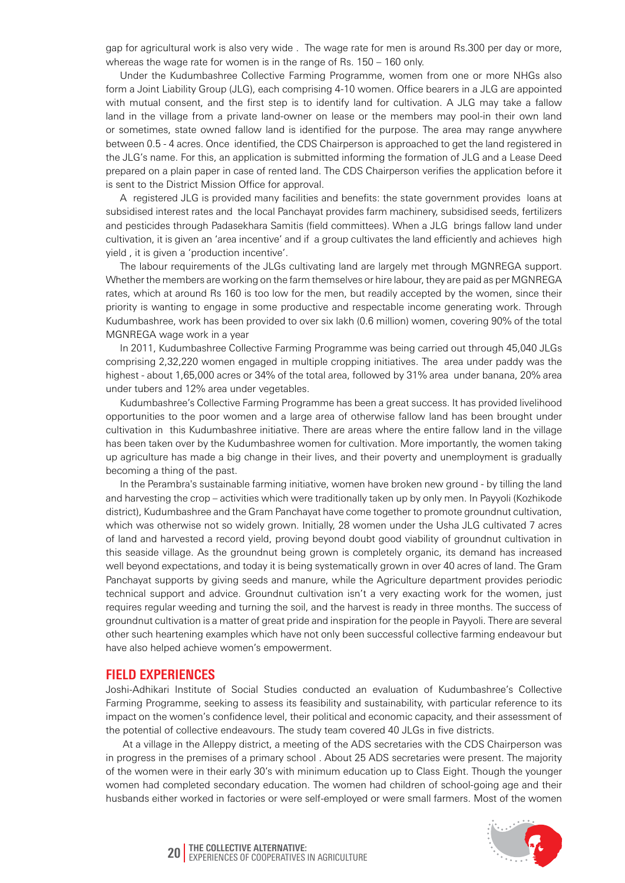gap for agricultural work is also very wide . The wage rate for men is around Rs.300 per day or more, whereas the wage rate for women is in the range of Rs. 150 – 160 only.

Under the Kudumbashree Collective Farming Programme, women from one or more NHGs also form a Joint Liability Group (JLG), each comprising 4-10 women. Office bearers in a JLG are appointed with mutual consent, and the first step is to identify land for cultivation. A JLG may take a fallow land in the village from a private land-owner on lease or the members may pool-in their own land or sometimes, state owned fallow land is identified for the purpose. The area may range anywhere between 0.5 - 4 acres. Once identified, the CDS Chairperson is approached to get the land registered in the JLG's name. For this, an application is submitted informing the formation of JLG and a Lease Deed prepared on a plain paper in case of rented land. The CDS Chairperson verifies the application before it is sent to the District Mission Office for approval.

A registered JLG is provided many facilities and benefits: the state government provides loans at subsidised interest rates and the local Panchayat provides farm machinery, subsidised seeds, fertilizers and pesticides through Padasekhara Samitis (field committees). When a JLG brings fallow land under cultivation, it is given an 'area incentive' and if a group cultivates the land efficiently and achieves high yield , it is given a 'production incentive'.

The labour requirements of the JLGs cultivating land are largely met through MGNREGA support. Whether the members are working on the farm themselves or hire labour, they are paid as per MGNREGA rates, which at around Rs 160 is too low for the men, but readily accepted by the women, since their priority is wanting to engage in some productive and respectable income generating work. Through Kudumbashree, work has been provided to over six lakh (0.6 million) women, covering 90% of the total MGNREGA wage work in a year

In 2011, Kudumbashree Collective Farming Programme was being carried out through 45,040 JLGs comprising 2,32,220 women engaged in multiple cropping initiatives. The area under paddy was the highest - about 1,65,000 acres or 34% of the total area, followed by 31% area under banana, 20% area under tubers and 12% area under vegetables.

Kudumbashree's Collective Farming Programme has been a great success. It has provided livelihood opportunities to the poor women and a large area of otherwise fallow land has been brought under cultivation in this Kudumbashree initiative. There are areas where the entire fallow land in the village has been taken over by the Kudumbashree women for cultivation. More importantly, the women taking up agriculture has made a big change in their lives, and their poverty and unemployment is gradually becoming a thing of the past.

In the Perambra's sustainable farming initiative, women have broken new ground - by tilling the land and harvesting the crop – activities which were traditionally taken up by only men. In Payyoli (Kozhikode district), Kudumbashree and the Gram Panchayat have come together to promote groundnut cultivation, which was otherwise not so widely grown. Initially, 28 women under the Usha JLG cultivated 7 acres of land and harvested a record yield, proving beyond doubt good viability of groundnut cultivation in this seaside village. As the groundnut being grown is completely organic, its demand has increased well beyond expectations, and today it is being systematically grown in over 40 acres of land. The Gram Panchayat supports by giving seeds and manure, while the Agriculture department provides periodic technical support and advice. Groundnut cultivation isn't a very exacting work for the women, just requires regular weeding and turning the soil, and the harvest is ready in three months. The success of groundnut cultivation is a matter of great pride and inspiration for the people in Payyoli. There are several other such heartening examples which have not only been successful collective farming endeavour but have also helped achieve women's empowerment.

## FIELD EXPERIENCES

Joshi-Adhikari Institute of Social Studies conducted an evaluation of Kudumbashree's Collective Farming Programme, seeking to assess its feasibility and sustainability, with particular reference to its impact on the women's confidence level, their political and economic capacity, and their assessment of the potential of collective endeavours. The study team covered 40 JLGs in five districts.

At a village in the Alleppy district, a meeting of the ADS secretaries with the CDS Chairperson was in progress in the premises of a primary school . About 25 ADS secretaries were present. The majority of the women were in their early 30's with minimum education up to Class Eight. Though the younger women had completed secondary education. The women had children of school-going age and their husbands either worked in factories or were self-employed or were small farmers. Most of the women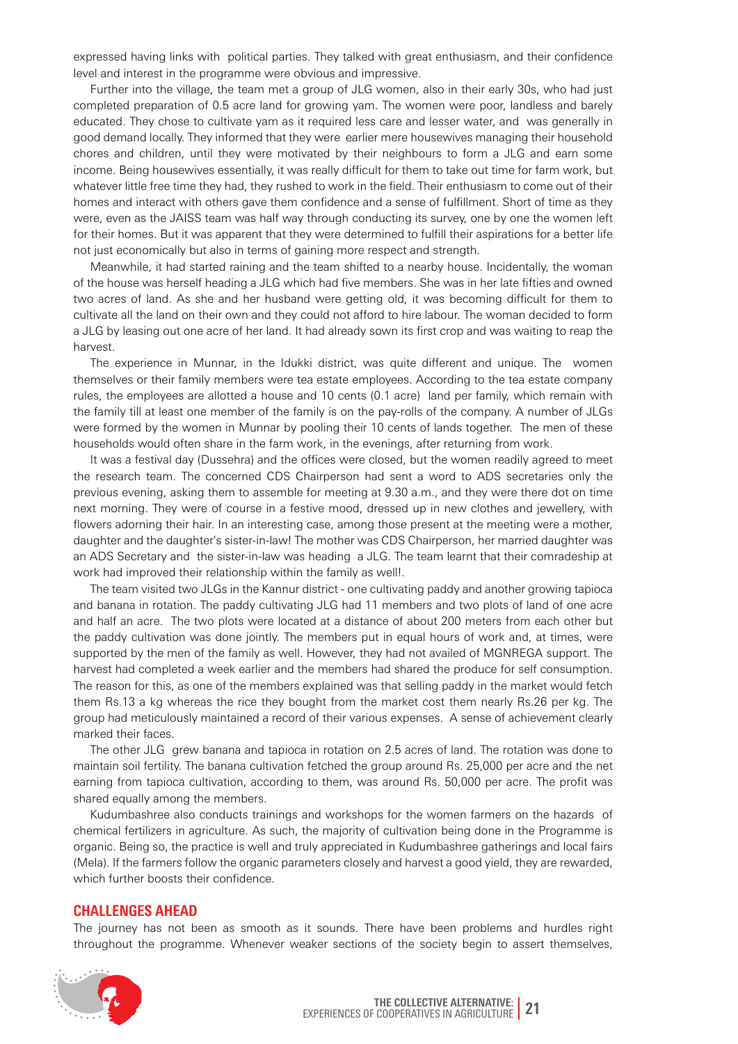expressed having links with political parties. They talked with great enthusiasm, and their confidence level and interest in the programme were obvious and impressive.

Further into the village, the team met a group of JLG women, also in their early 30s, who had just completed preparation of 0.5 acre land for growing yam. The women were poor, landless and barely educated. They chose to cultivate yam as it required less care and lesser water, and was generally in good demand locally. They informed that they were earlier mere housewives managing their household chores and children, until they were motivated by their neighbours to form a JLG and earn some income. Being housewives essentially, it was really difficult for them to take out time for farm work, but whatever little free time they had, they rushed to work in the field. Their enthusiasm to come out of their homes and interact with others gave them confidence and a sense of fulfillment. Short of time as they were, even as the JAISS team was half way through conducting its survey, one by one the women left for their homes. But it was apparent that they were determined to fulfill their aspirations for a better life not just economically but also in terms of gaining more respect and strength.

Meanwhile, it had started raining and the team shifted to a nearby house. Incidentally, the woman of the house was herself heading a JLG which had five members. She was in her late fifties and owned two acres of land. As she and her husband were getting old, it was becoming difficult for them to cultivate all the land on their own and they could not afford to hire labour. The woman decided to form a JLG by leasing out one acre of her land. It had already sown its first crop and was waiting to reap the harvest.

The experience in Munnar, in the Idukki district, was quite different and unique. The women themselves or their family members were tea estate employees. According to the tea estate company rules, the employees are allotted a house and 10 cents (0.1 acre) land per family, which remain with the family till at least one member of the family is on the pay-rolls of the company. A number of JLGs were formed by the women in Munnar by pooling their 10 cents of lands together. The men of these households would often share in the farm work, in the evenings, after returning from work.

It was a festival day (Dussehra) and the offices were closed, but the women readily agreed to meet the research team. The concerned CDS Chairperson had sent a word to ADS secretaries only the previous evening, asking them to assemble for meeting at 9.30 a.m., and they were there dot on time next morning. They were of course in a festive mood, dressed up in new clothes and jewellery, with flowers adorning their hair. In an interesting case, among those present at the meeting were a mother, daughter and the daughter's sister-in-law! The mother was CDS Chairperson, her married daughter was an ADS Secretary and the sister-in-law was heading a JLG. The team learnt that their comradeship at work had improved their relationship within the family as well!.

The team visited two JLGs in the Kannur district - one cultivating paddy and another growing tapioca and banana in rotation. The paddy cultivating JLG had 11 members and two plots of land of one acre and half an acre. The two plots were located at a distance of about 200 meters from each other but the paddy cultivation was done jointly. The members put in equal hours of work and, at times, were supported by the men of the family as well. However, they had not availed of MGNREGA support. The harvest had completed a week earlier and the members had shared the produce for self consumption. The reason for this, as one of the members explained was that selling paddy in the market would fetch them Rs.13 a kg whereas the rice they bought from the market cost them nearly Rs.26 per kg. The group had meticulously maintained a record of their various expenses. A sense of achievement clearly marked their faces.

The other JLG grew banana and tapioca in rotation on 2.5 acres of land. The rotation was done to maintain soil fertility. The banana cultivation fetched the group around Rs. 25,000 per acre and the net earning from tapioca cultivation, according to them, was around Rs. 50,000 per acre. The profit was shared equally among the members.

Kudumbashree also conducts trainings and workshops for the women farmers on the hazards of chemical fertilizers in agriculture. As such, the majority of cultivation being done in the Programme is organic. Being so, the practice is well and truly appreciated in Kudumbashree gatherings and local fairs (Mela). If the farmers follow the organic parameters closely and harvest a good yield, they are rewarded, which further boosts their confidence.

## CHALLENGES AHEAD

The journey has not been as smooth as it sounds. There have been problems and hurdles right throughout the programme. Whenever weaker sections of the society begin to assert themselves,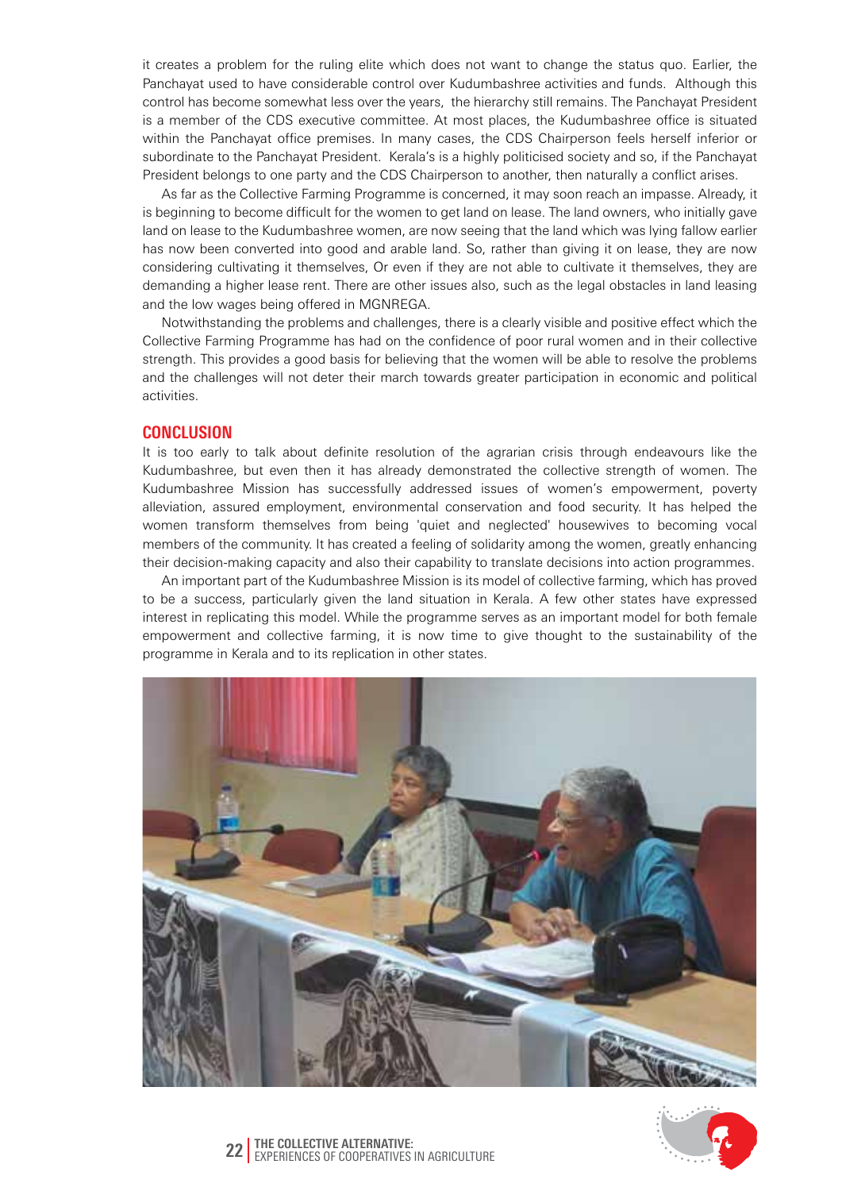it creates a problem for the ruling elite which does not want to change the status quo. Earlier, the Panchayat used to have considerable control over Kudumbashree activities and funds. Although this control has become somewhat less over the years, the hierarchy still remains. The Panchayat President is a member of the CDS executive committee. At most places, the Kudumbashree office is situated within the Panchayat office premises. In many cases, the CDS Chairperson feels herself inferior or subordinate to the Panchayat President. Kerala's is a highly politicised society and so, if the Panchayat President belongs to one party and the CDS Chairperson to another, then naturally a conflict arises.

As far as the Collective Farming Programme is concerned, it may soon reach an impasse. Already, it is beginning to become difficult for the women to get land on lease. The land owners, who initially gave land on lease to the Kudumbashree women, are now seeing that the land which was lying fallow earlier has now been converted into good and arable land. So, rather than giving it on lease, they are now considering cultivating it themselves, Or even if they are not able to cultivate it themselves, they are demanding a higher lease rent. There are other issues also, such as the legal obstacles in land leasing and the low wages being offered in MGNREGA.

Notwithstanding the problems and challenges, there is a clearly visible and positive effect which the Collective Farming Programme has had on the confidence of poor rural women and in their collective strength. This provides a good basis for believing that the women will be able to resolve the problems and the challenges will not deter their march towards greater participation in economic and political activities.

## CONCLUSION

It is too early to talk about definite resolution of the agrarian crisis through endeavours like the Kudumbashree, but even then it has already demonstrated the collective strength of women. The Kudumbashree Mission has successfully addressed issues of women's empowerment, poverty alleviation, assured employment, environmental conservation and food security. It has helped the women transform themselves from being 'quiet and neglected' housewives to becoming vocal members of the community. It has created a feeling of solidarity among the women, greatly enhancing their decision-making capacity and also their capability to translate decisions into action programmes.

An important part of the Kudumbashree Mission is its model of collective farming, which has proved to be a success, particularly given the land situation in Kerala. A few other states have expressed interest in replicating this model. While the programme serves as an important model for both female empowerment and collective farming, it is now time to give thought to the sustainability of the programme in Kerala and to its replication in other states.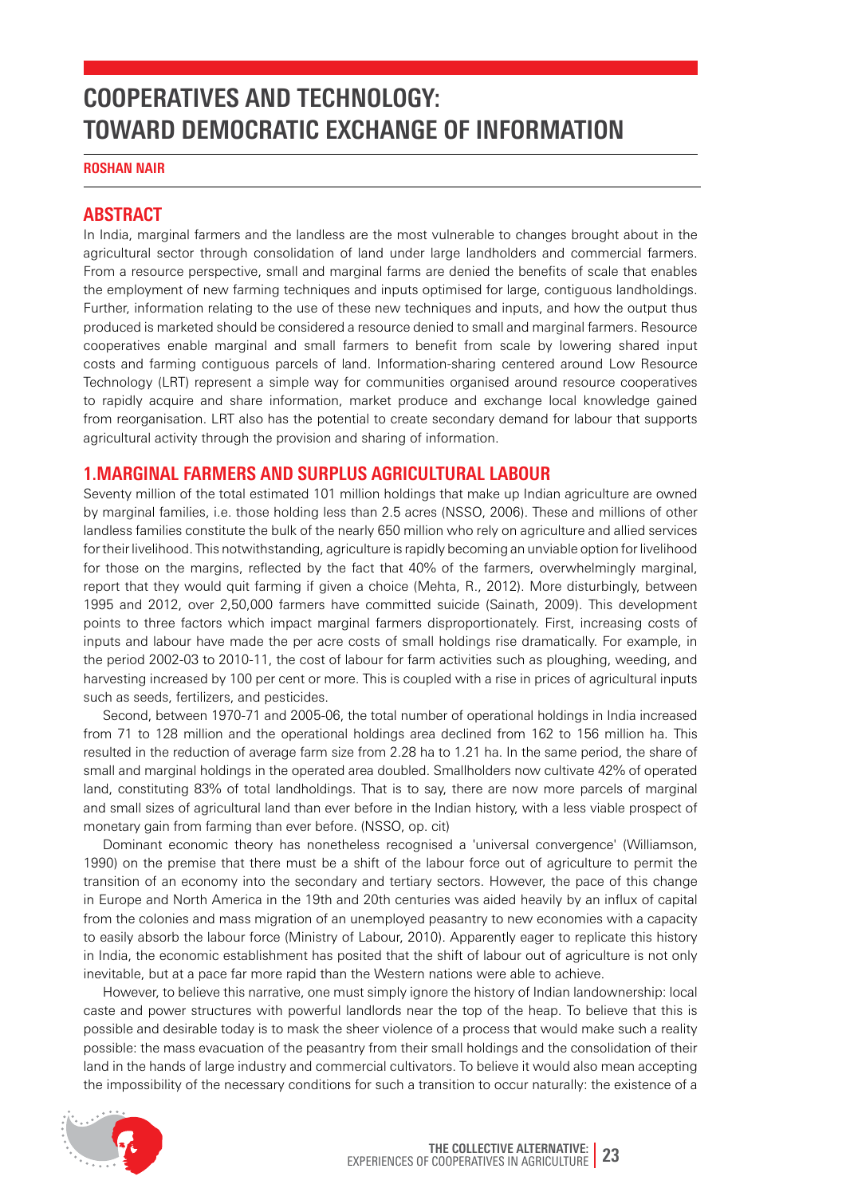# COOPERATIVES AND TECHNOLOGY: TOWARD DEMOCRATIC EXCHANGE OF INFORMATION

**ROSHAN NAIR**

## ABSTRACT

In India, marginal farmers and the landless are the most vulnerable to changes brought about in the agricultural sector through consolidation of land under large landholders and commercial farmers. From a resource perspective, small and marginal farms are denied the benefits of scale that enables the employment of new farming techniques and inputs optimised for large, contiguous landholdings. Further, information relating to the use of these new techniques and inputs, and how the output thus produced is marketed should be considered a resource denied to small and marginal farmers. Resource cooperatives enable marginal and small farmers to benefit from scale by lowering shared input costs and farming contiguous parcels of land. Information-sharing centered around Low Resource Technology (LRT) represent a simple way for communities organised around resource cooperatives to rapidly acquire and share information, market produce and exchange local knowledge gained from reorganisation. LRT also has the potential to create secondary demand for labour that supports agricultural activity through the provision and sharing of information.

## 1.MARGINAL FARMERS AND SURPLUS AGRICULTURAL LABOUR

Seventy million of the total estimated 101 million holdings that make up Indian agriculture are owned by marginal families, i.e. those holding less than 2.5 acres (NSSO, 2006). These and millions of other landless families constitute the bulk of the nearly 650 million who rely on agriculture and allied services for their livelihood. This notwithstanding, agriculture is rapidly becoming an unviable option for livelihood for those on the margins, reflected by the fact that 40% of the farmers, overwhelmingly marginal, report that they would quit farming if given a choice (Mehta, R., 2012). More disturbingly, between 1995 and 2012, over 2,50,000 farmers have committed suicide (Sainath, 2009). This development points to three factors which impact marginal farmers disproportionately. First, increasing costs of inputs and labour have made the per acre costs of small holdings rise dramatically. For example, in the period 2002-03 to 2010-11, the cost of labour for farm activities such as ploughing, weeding, and harvesting increased by 100 per cent or more. This is coupled with a rise in prices of agricultural inputs such as seeds, fertilizers, and pesticides.

Second, between 1970-71 and 2005-06, the total number of operational holdings in India increased from 71 to 128 million and the operational holdings area declined from 162 to 156 million ha. This resulted in the reduction of average farm size from 2.28 ha to 1.21 ha. In the same period, the share of small and marginal holdings in the operated area doubled. Smallholders now cultivate 42% of operated land, constituting 83% of total landholdings. That is to say, there are now more parcels of marginal and small sizes of agricultural land than ever before in the Indian history, with a less viable prospect of monetary gain from farming than ever before. (NSSO, op. cit)

Dominant economic theory has nonetheless recognised a 'universal convergence' (Williamson, 1990) on the premise that there must be a shift of the labour force out of agriculture to permit the transition of an economy into the secondary and tertiary sectors. However, the pace of this change in Europe and North America in the 19th and 20th centuries was aided heavily by an influx of capital from the colonies and mass migration of an unemployed peasantry to new economies with a capacity to easily absorb the labour force (Ministry of Labour, 2010). Apparently eager to replicate this history in India, the economic establishment has posited that the shift of labour out of agriculture is not only inevitable, but at a pace far more rapid than the Western nations were able to achieve.

However, to believe this narrative, one must simply ignore the history of Indian landownership: local caste and power structures with powerful landlords near the top of the heap. To believe that this is possible and desirable today is to mask the sheer violence of a process that would make such a reality possible: the mass evacuation of the peasantry from their small holdings and the consolidation of their land in the hands of large industry and commercial cultivators. To believe it would also mean accepting the impossibility of the necessary conditions for such a transition to occur naturally: the existence of a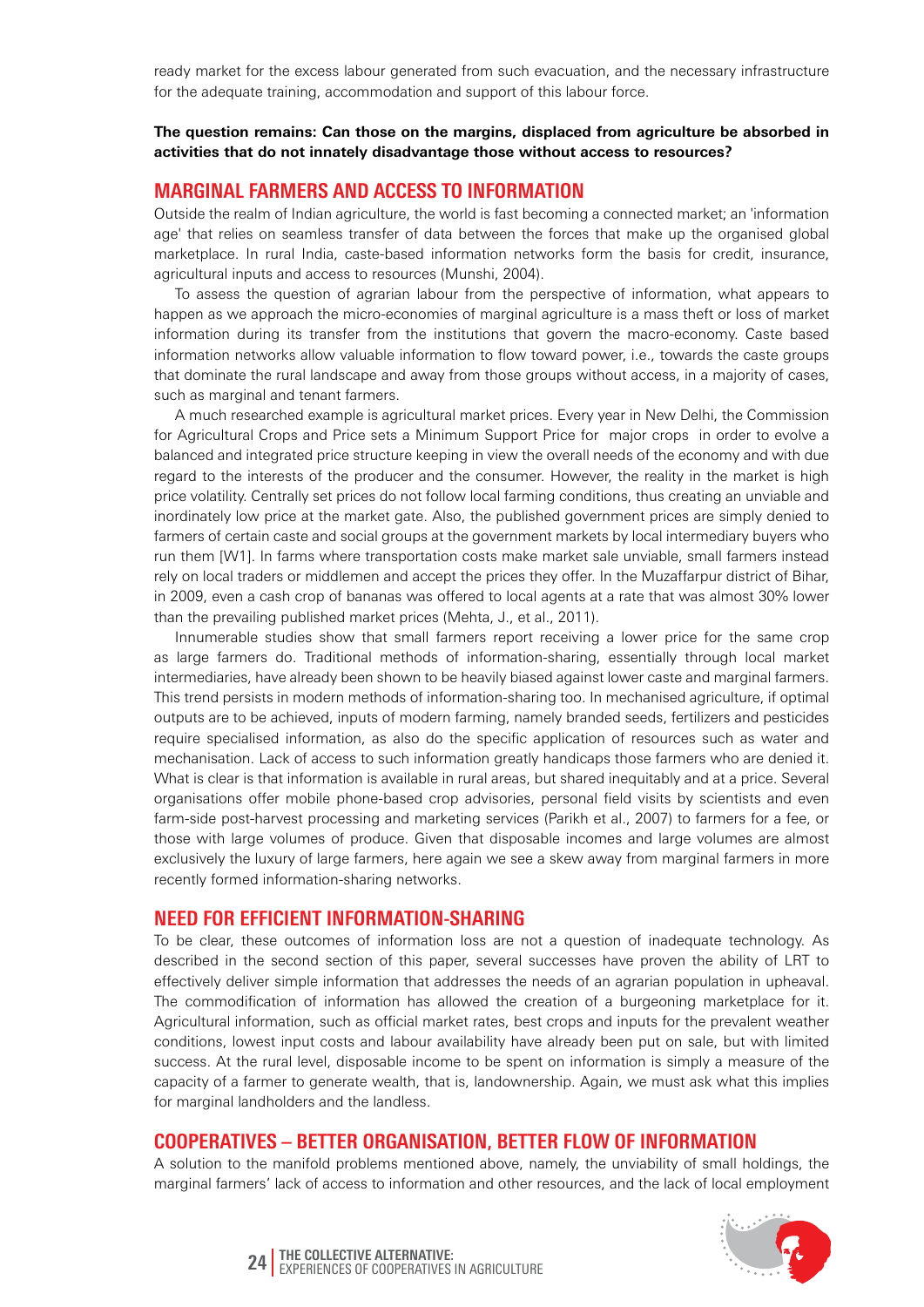ready market for the excess labour generated from such evacuation, and the necessary infrastructure for the adequate training, accommodation and support of this labour force.

**The question remains: Can those on the margins, displaced from agriculture be absorbed in activities that do not innately disadvantage those without access to resources?**

## MARGINAL FARMERS AND ACCESS TO INFORMATION

Outside the realm of Indian agriculture, the world is fast becoming a connected market; an 'information age' that relies on seamless transfer of data between the forces that make up the organised global marketplace. In rural India, caste-based information networks form the basis for credit, insurance, agricultural inputs and access to resources (Munshi, 2004).

To assess the question of agrarian labour from the perspective of information, what appears to happen as we approach the micro-economies of marginal agriculture is a mass theft or loss of market information during its transfer from the institutions that govern the macro-economy. Caste based information networks allow valuable information to flow toward power, i.e., towards the caste groups that dominate the rural landscape and away from those groups without access, in a majority of cases, such as marginal and tenant farmers.

A much researched example is agricultural market prices. Every year in New Delhi, the Commission for Agricultural Crops and Price sets a Minimum Support Price for major crops in order to evolve a balanced and integrated price structure keeping in view the overall needs of the economy and with due regard to the interests of the producer and the consumer. However, the reality in the market is high price volatility. Centrally set prices do not follow local farming conditions, thus creating an unviable and inordinately low price at the market gate. Also, the published government prices are simply denied to farmers of certain caste and social groups at the government markets by local intermediary buyers who run them [W1]. In farms where transportation costs make market sale unviable, small farmers instead rely on local traders or middlemen and accept the prices they offer. In the Muzaffarpur district of Bihar, in 2009, even a cash crop of bananas was offered to local agents at a rate that was almost 30% lower than the prevailing published market prices (Mehta, J., et al., 2011).

Innumerable studies show that small farmers report receiving a lower price for the same crop as large farmers do. Traditional methods of information-sharing, essentially through local market intermediaries, have already been shown to be heavily biased against lower caste and marginal farmers. This trend persists in modern methods of information-sharing too. In mechanised agriculture, if optimal outputs are to be achieved, inputs of modern farming, namely branded seeds, fertilizers and pesticides require specialised information, as also do the specific application of resources such as water and mechanisation. Lack of access to such information greatly handicaps those farmers who are denied it. What is clear is that information is available in rural areas, but shared inequitably and at a price. Several organisations offer mobile phone-based crop advisories, personal field visits by scientists and even farm-side post-harvest processing and marketing services (Parikh et al., 2007) to farmers for a fee, or those with large volumes of produce. Given that disposable incomes and large volumes are almost exclusively the luxury of large farmers, here again we see a skew away from marginal farmers in more recently formed information-sharing networks.

## NEED FOR EFFICIENT INFORMATION-SHARING

To be clear, these outcomes of information loss are not a question of inadequate technology. As described in the second section of this paper, several successes have proven the ability of LRT to effectively deliver simple information that addresses the needs of an agrarian population in upheaval. The commodification of information has allowed the creation of a burgeoning marketplace for it. Agricultural information, such as official market rates, best crops and inputs for the prevalent weather conditions, lowest input costs and labour availability have already been put on sale, but with limited success. At the rural level, disposable income to be spent on information is simply a measure of the capacity of a farmer to generate wealth, that is, landownership. Again, we must ask what this implies for marginal landholders and the landless.

## COOPERATIVES – BETTER ORGANISATION, BETTER FLOW OF INFORMATION

A solution to the manifold problems mentioned above, namely, the unviability of small holdings, the marginal farmers' lack of access to information and other resources, and the lack of local employment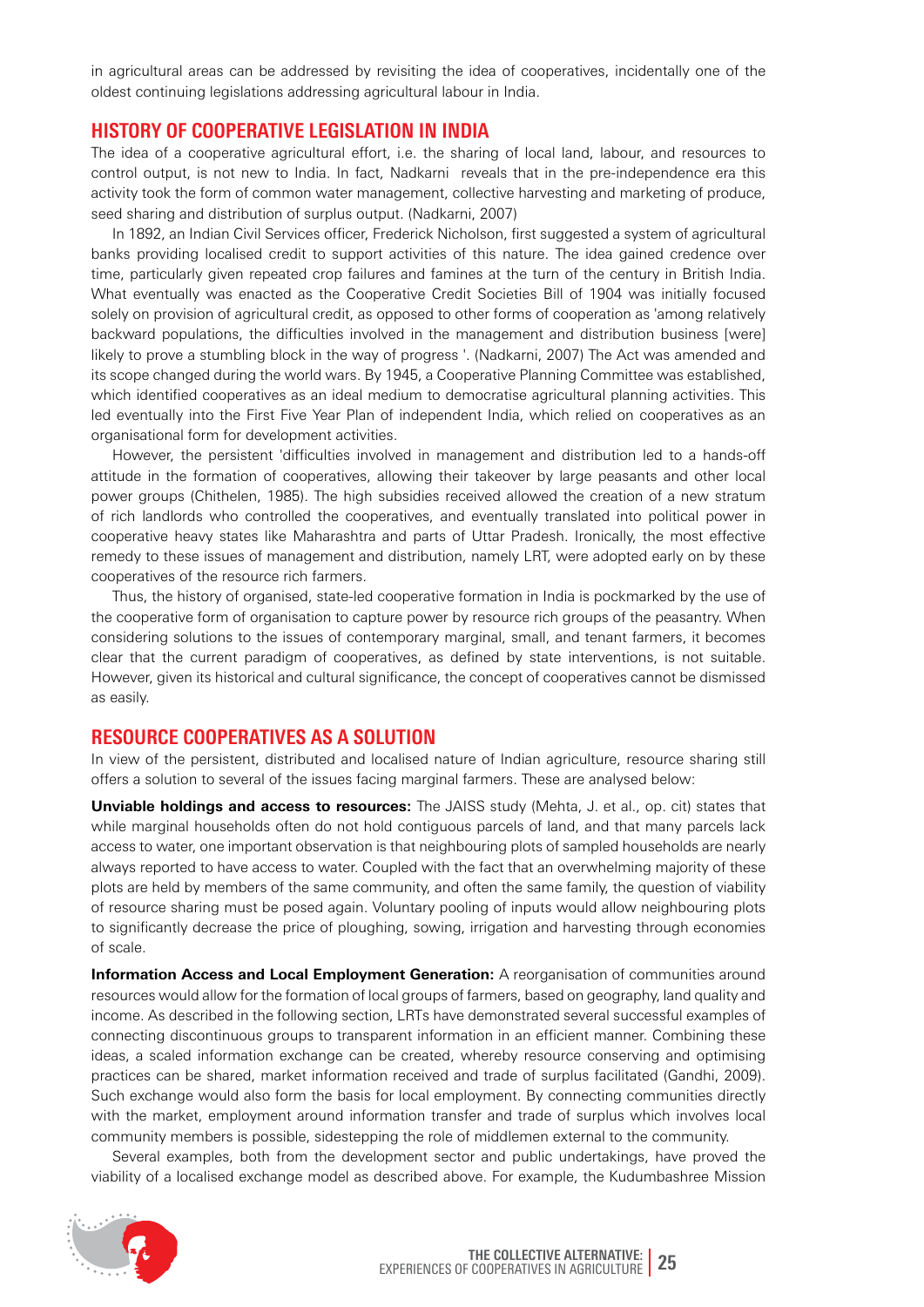in agricultural areas can be addressed by revisiting the idea of cooperatives, incidentally one of the oldest continuing legislations addressing agricultural labour in India.

## HISTORY OF COOPERATIVE LEGISLATION IN INDIA

The idea of a cooperative agricultural effort, i.e. the sharing of local land, labour, and resources to control output, is not new to India. In fact, Nadkarni reveals that in the pre-independence era this activity took the form of common water management, collective harvesting and marketing of produce, seed sharing and distribution of surplus output. (Nadkarni, 2007)

In 1892, an Indian Civil Services officer, Frederick Nicholson, first suggested a system of agricultural banks providing localised credit to support activities of this nature. The idea gained credence over time, particularly given repeated crop failures and famines at the turn of the century in British India. What eventually was enacted as the Cooperative Credit Societies Bill of 1904 was initially focused solely on provision of agricultural credit, as opposed to other forms of cooperation as 'among relatively backward populations, the difficulties involved in the management and distribution business [were] likely to prove a stumbling block in the way of progress '. (Nadkarni, 2007) The Act was amended and its scope changed during the world wars. By 1945, a Cooperative Planning Committee was established, which identified cooperatives as an ideal medium to democratise agricultural planning activities. This led eventually into the First Five Year Plan of independent India, which relied on cooperatives as an organisational form for development activities.

However, the persistent 'difficulties involved in management and distribution led to a hands-off attitude in the formation of cooperatives, allowing their takeover by large peasants and other local power groups (Chithelen, 1985). The high subsidies received allowed the creation of a new stratum of rich landlords who controlled the cooperatives, and eventually translated into political power in cooperative heavy states like Maharashtra and parts of Uttar Pradesh. Ironically, the most effective remedy to these issues of management and distribution, namely LRT, were adopted early on by these cooperatives of the resource rich farmers.

Thus, the history of organised, state-led cooperative formation in India is pockmarked by the use of the cooperative form of organisation to capture power by resource rich groups of the peasantry. When considering solutions to the issues of contemporary marginal, small, and tenant farmers, it becomes clear that the current paradigm of cooperatives, as defined by state interventions, is not suitable. However, given its historical and cultural significance, the concept of cooperatives cannot be dismissed as easily.

## RESOURCE COOPERATIVES AS A SOLUTION

In view of the persistent, distributed and localised nature of Indian agriculture, resource sharing still offers a solution to several of the issues facing marginal farmers. These are analysed below:

**Unviable holdings and access to resources:** The JAISS study (Mehta, J. et al., op. cit) states that while marginal households often do not hold contiguous parcels of land, and that many parcels lack access to water, one important observation is that neighbouring plots of sampled households are nearly always reported to have access to water. Coupled with the fact that an overwhelming majority of these plots are held by members of the same community, and often the same family, the question of viability of resource sharing must be posed again. Voluntary pooling of inputs would allow neighbouring plots to significantly decrease the price of ploughing, sowing, irrigation and harvesting through economies of scale.

**Information Access and Local Employment Generation:** A reorganisation of communities around resources would allow for the formation of local groups of farmers, based on geography, land quality and income. As described in the following section, LRTs have demonstrated several successful examples of connecting discontinuous groups to transparent information in an efficient manner. Combining these ideas, a scaled information exchange can be created, whereby resource conserving and optimising practices can be shared, market information received and trade of surplus facilitated (Gandhi, 2009). Such exchange would also form the basis for local employment. By connecting communities directly with the market, employment around information transfer and trade of surplus which involves local community members is possible, sidestepping the role of middlemen external to the community.

Several examples, both from the development sector and public undertakings, have proved the viability of a localised exchange model as described above. For example, the Kudumbashree Mission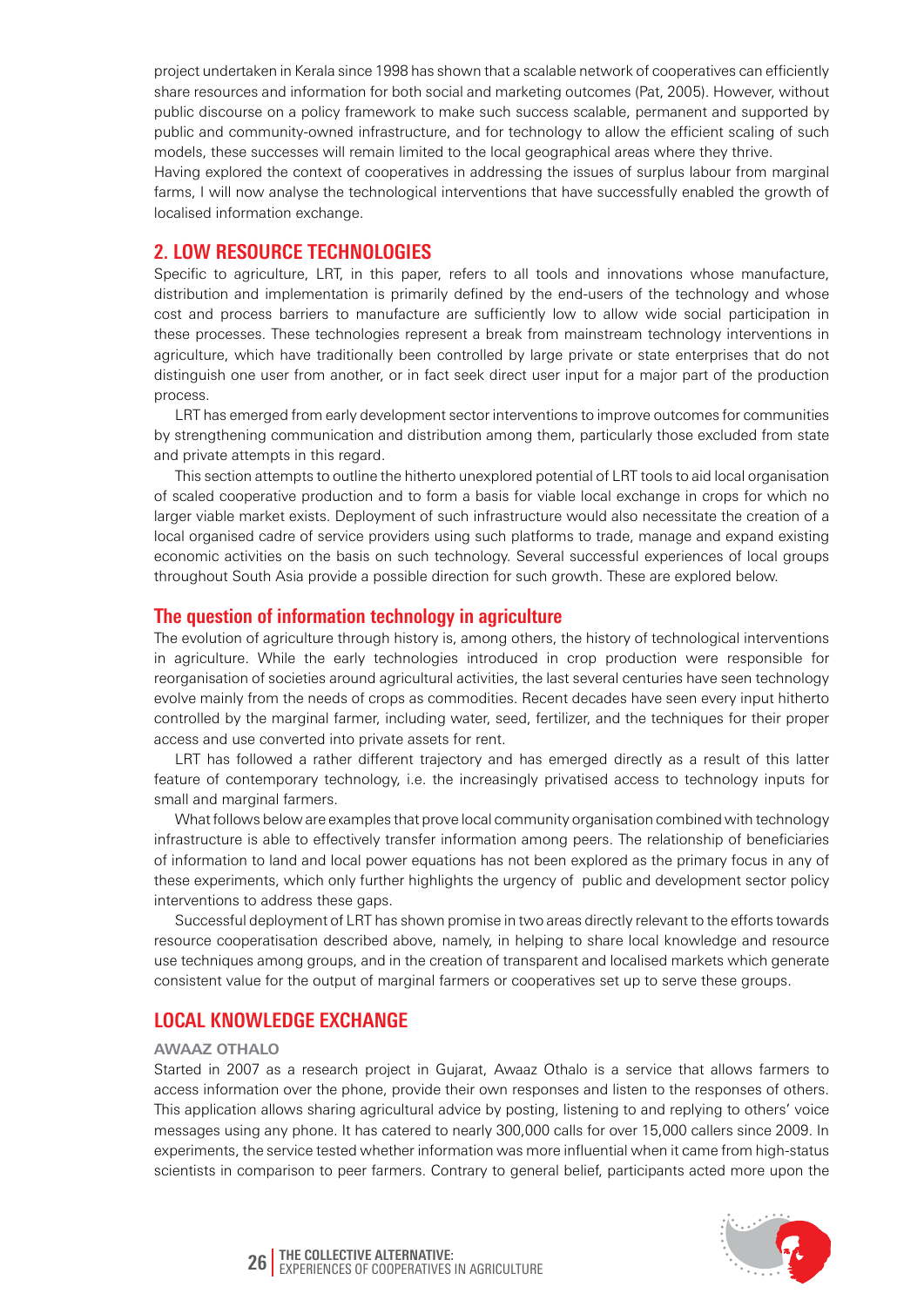project undertaken in Kerala since 1998 has shown that a scalable network of cooperatives can efficiently share resources and information for both social and marketing outcomes (Pat, 2005). However, without public discourse on a policy framework to make such success scalable, permanent and supported by public and community-owned infrastructure, and for technology to allow the efficient scaling of such models, these successes will remain limited to the local geographical areas where they thrive.

Having explored the context of cooperatives in addressing the issues of surplus labour from marginal farms, I will now analyse the technological interventions that have successfully enabled the growth of localised information exchange.

## 2. LOW RESOURCE TECHNOLOGIES

Specific to agriculture, LRT, in this paper, refers to all tools and innovations whose manufacture, distribution and implementation is primarily defined by the end-users of the technology and whose cost and process barriers to manufacture are sufficiently low to allow wide social participation in these processes. These technologies represent a break from mainstream technology interventions in agriculture, which have traditionally been controlled by large private or state enterprises that do not distinguish one user from another, or in fact seek direct user input for a major part of the production process.

LRT has emerged from early development sector interventions to improve outcomes for communities by strengthening communication and distribution among them, particularly those excluded from state and private attempts in this regard.

This section attempts to outline the hitherto unexplored potential of LRT tools to aid local organisation of scaled cooperative production and to form a basis for viable local exchange in crops for which no larger viable market exists. Deployment of such infrastructure would also necessitate the creation of a local organised cadre of service providers using such platforms to trade, manage and expand existing economic activities on the basis on such technology. Several successful experiences of local groups throughout South Asia provide a possible direction for such growth. These are explored below.

### The question of information technology in agriculture

The evolution of agriculture through history is, among others, the history of technological interventions in agriculture. While the early technologies introduced in crop production were responsible for reorganisation of societies around agricultural activities, the last several centuries have seen technology evolve mainly from the needs of crops as commodities. Recent decades have seen every input hitherto controlled by the marginal farmer, including water, seed, fertilizer, and the techniques for their proper access and use converted into private assets for rent.

LRT has followed a rather different trajectory and has emerged directly as a result of this latter feature of contemporary technology, i.e. the increasingly privatised access to technology inputs for small and marginal farmers.

What follows below are examples that prove local community organisation combined with technology infrastructure is able to effectively transfer information among peers. The relationship of beneficiaries of information to land and local power equations has not been explored as the primary focus in any of these experiments, which only further highlights the urgency of public and development sector policy interventions to address these gaps.

Successful deployment of LRT has shown promise in two areas directly relevant to the efforts towards resource cooperatisation described above, namely, in helping to share local knowledge and resource use techniques among groups, and in the creation of transparent and localised markets which generate consistent value for the output of marginal farmers or cooperatives set up to serve these groups.

## LOCAL KNOWLEDGE EXCHANGE

#### AWAAZ OTHALO

Started in 2007 as a research project in Gujarat, Awaaz Othalo is a service that allows farmers to access information over the phone, provide their own responses and listen to the responses of others. This application allows sharing agricultural advice by posting, listening to and replying to others' voice messages using any phone. It has catered to nearly 300,000 calls for over 15,000 callers since 2009. In experiments, the service tested whether information was more influential when it came from high-status scientists in comparison to peer farmers. Contrary to general belief, participants acted more upon the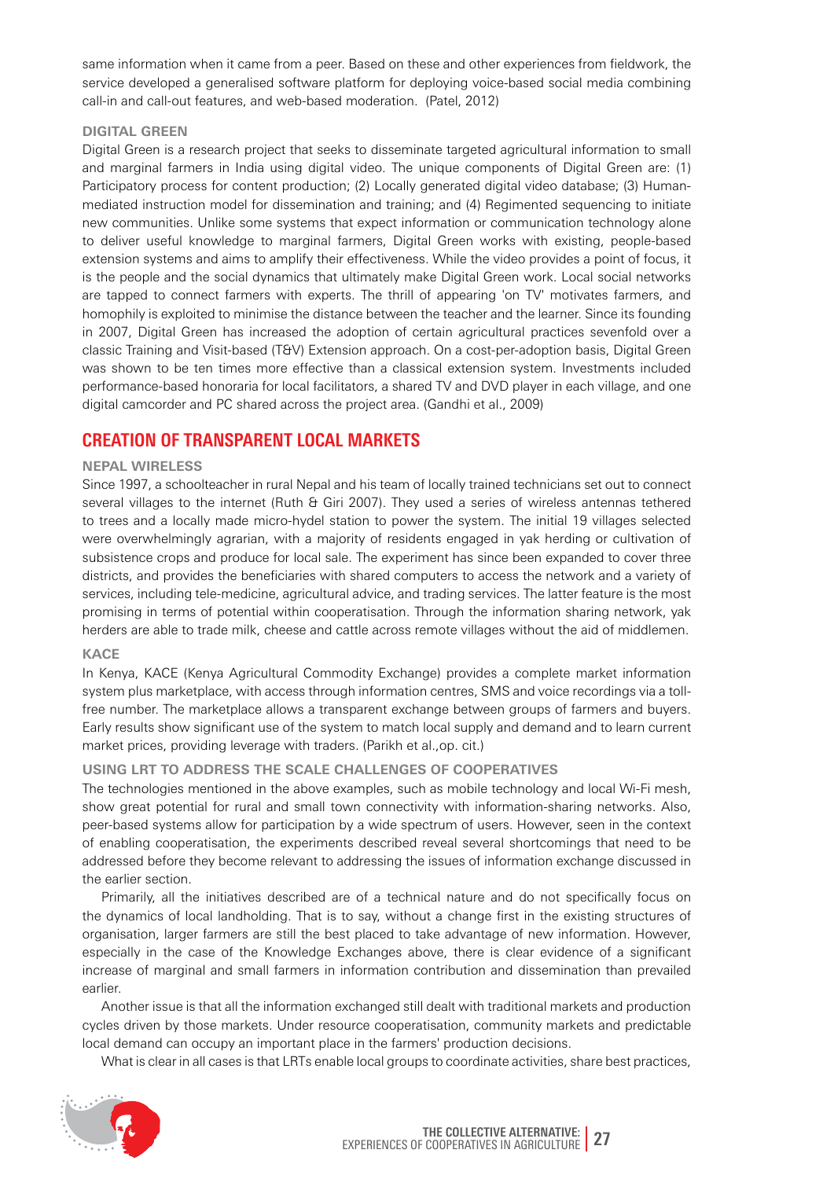same information when it came from a peer. Based on these and other experiences from fieldwork, the service developed a generalised software platform for deploying voice-based social media combining call-in and call-out features, and web-based moderation. (Patel, 2012)

### DIGITAL GREEN

Digital Green is a research project that seeks to disseminate targeted agricultural information to small and marginal farmers in India using digital video. The unique components of Digital Green are: (1) Participatory process for content production; (2) Locally generated digital video database; (3) Human-mediated instruction model for dissemination and training; and (4) Regimented sequencing to initiate new communities. Unlike some systems that expect information or communication technology alone to deliver useful knowledge to marginal farmers, Digital Green works with existing, people-based extension systems and aims to amplify their effectiveness. While the video provides a point of focus, it is the people and the social dynamics that ultimately make Digital Green work. Local social networks are tapped to connect farmers with experts. The thrill of appearing 'on TV' motivates farmers, and homophily is exploited to minimise the distance between the teacher and the learner. Since its founding in 2007, Digital Green has increased the adoption of certain agricultural practices sevenfold over a classic Training and Visit-based (T&V) Extension approach. On a cost-per-adoption basis, Digital Green was shown to be ten times more effective than a classical extension system. Investments included performance-based honoraria for local facilitators, a shared TV and DVD player in each village, and one digital camcorder and PC shared across the project area. (Gandhi et al., 2009)

## CREATION OF TRANSPARENT LOCAL MARKETS

### NEPAL WIRELESS

Since 1997, a schoolteacher in rural Nepal and his team of locally trained technicians set out to connect several villages to the internet (Ruth & Giri 2007). They used a series of wireless antennas tethered to trees and a locally made micro-hydel station to power the system. The initial 19 villages selected were overwhelmingly agrarian, with a majority of residents engaged in yak herding or cultivation of subsistence crops and produce for local sale. The experiment has since been expanded to cover three districts, and provides the beneficiaries with shared computers to access the network and a variety of services, including tele-medicine, agricultural advice, and trading services. The latter feature is the most promising in terms of potential within cooperatisation. Through the information sharing network, yak herders are able to trade milk, cheese and cattle across remote villages without the aid of middlemen.

### KACE

In Kenya, KACE (Kenya Agricultural Commodity Exchange) provides a complete market information system plus marketplace, with access through information centres, SMS and voice recordings via a toll-free number. The marketplace allows a transparent exchange between groups of farmers and buyers. Early results show significant use of the system to match local supply and demand and to learn current market prices, providing leverage with traders. (Parikh et al.,op. cit.)

### USING LRT TO ADDRESS THE SCALE CHALLENGES OF COOPERATIVES

The technologies mentioned in the above examples, such as mobile technology and local Wi-Fi mesh, show great potential for rural and small town connectivity with information-sharing networks. Also, peer-based systems allow for participation by a wide spectrum of users. However, seen in the context of enabling cooperatisation, the experiments described reveal several shortcomings that need to be addressed before they become relevant to addressing the issues of information exchange discussed in the earlier section.

Primarily, all the initiatives described are of a technical nature and do not specifically focus on the dynamics of local landholding. That is to say, without a change first in the existing structures of organisation, larger farmers are still the best placed to take advantage of new information. However, especially in the case of the Knowledge Exchanges above, there is clear evidence of a significant increase of marginal and small farmers in information contribution and dissemination than prevailed earlier.

Another issue is that all the information exchanged still dealt with traditional markets and production cycles driven by those markets. Under resource cooperatisation, community markets and predictable local demand can occupy an important place in the farmers' production decisions.

What is clear in all cases is that LRTs enable local groups to coordinate activities, share best practices,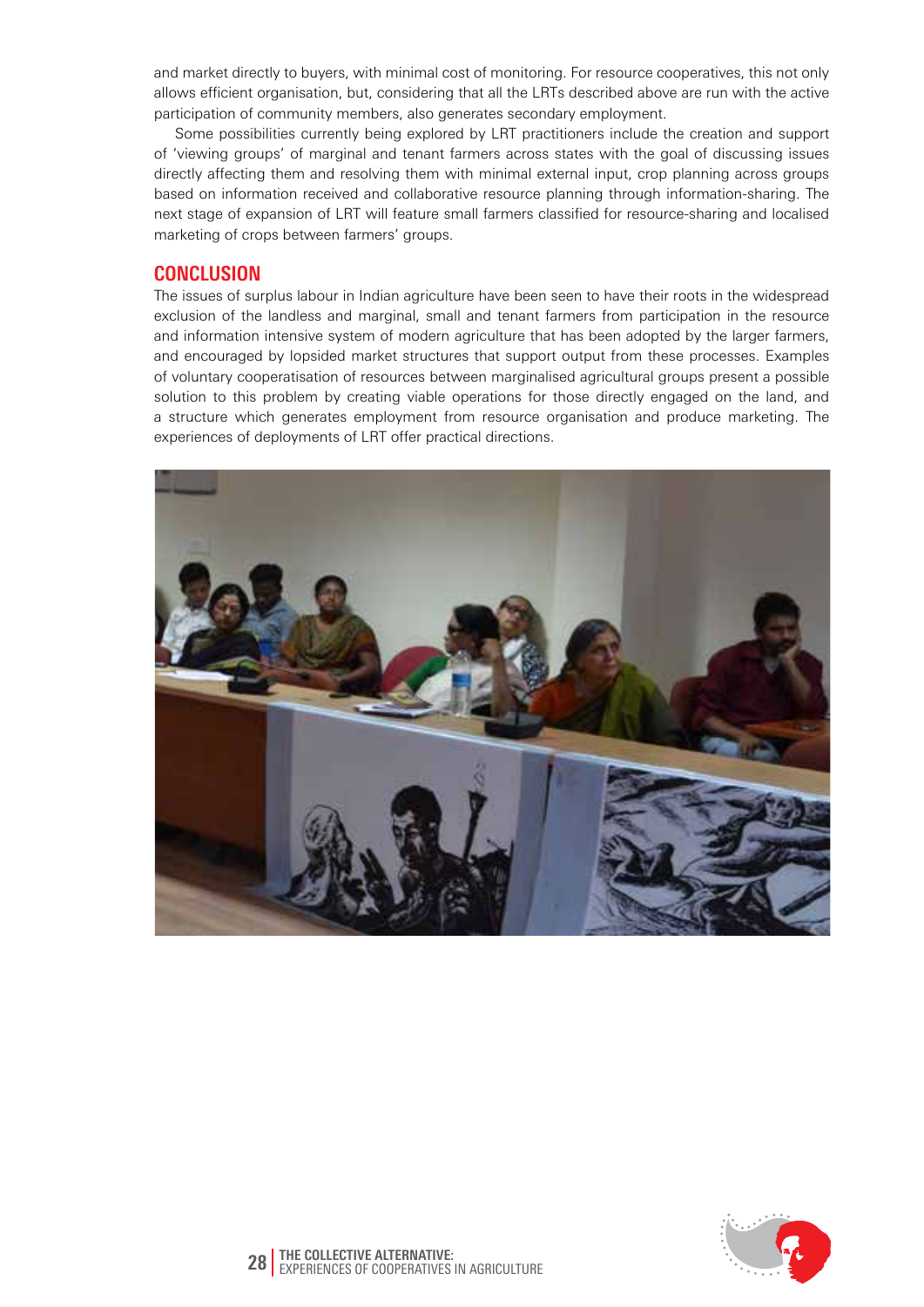and market directly to buyers, with minimal cost of monitoring. For resource cooperatives, this not only allows efficient organisation, but, considering that all the LRTs described above are run with the active participation of community members, also generates secondary employment.

Some possibilities currently being explored by LRT practitioners include the creation and support of 'viewing groups' of marginal and tenant farmers across states with the goal of discussing issues directly affecting them and resolving them with minimal external input, crop planning across groups based on information received and collaborative resource planning through information-sharing. The next stage of expansion of LRT will feature small farmers classified for resource-sharing and localised marketing of crops between farmers' groups.

## CONCLUSION

The issues of surplus labour in Indian agriculture have been seen to have their roots in the widespread exclusion of the landless and marginal, small and tenant farmers from participation in the resource and information intensive system of modern agriculture that has been adopted by the larger farmers, and encouraged by lopsided market structures that support output from these processes. Examples of voluntary cooperatisation of resources between marginalised agricultural groups present a possible solution to this problem by creating viable operations for those directly engaged on the land, and a structure which generates employment from resource organisation and produce marketing. The experiences of deployments of LRT offer practical directions.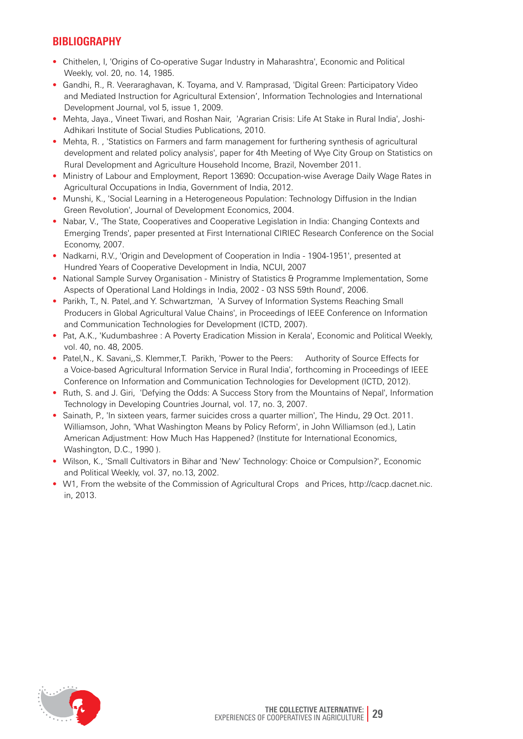## BIBLIOGRAPHY

- Chithelen, I, 'Origins of Co-operative Sugar Industry in Maharashtra', Economic and Political Weekly, vol. 20, no. 14, 1985.
- Gandhi, R., R. Veeraraghavan, K. Toyama, and V. Ramprasad, 'Digital Green: Participatory Video and Mediated Instruction for Agricultural Extension', Information Technologies and International Development Journal, vol 5, issue 1, 2009.
- Mehta, Jaya., Vineet Tiwari, and Roshan Nair, 'Agrarian Crisis: Life At Stake in Rural India', Joshi-Adhikari Institute of Social Studies Publications, 2010.
- Mehta, R. , 'Statistics on Farmers and farm management for furthering synthesis of agricultural development and related policy analysis', paper for 4th Meeting of Wye City Group on Statistics on Rural Development and Agriculture Household Income, Brazil, November 2011.
- Ministry of Labour and Employment, Report 13690: Occupation-wise Average Daily Wage Rates in Agricultural Occupations in India, Government of India, 2012.
- Munshi, K., 'Social Learning in a Heterogeneous Population: Technology Diffusion in the Indian Green Revolution', Journal of Development Economics, 2004.
- Nabar, V., 'The State, Cooperatives and Cooperative Legislation in India: Changing Contexts and Emerging Trends', paper presented at First International CIRIEC Research Conference on the Social Economy, 2007.
- Nadkarni, R.V., 'Origin and Development of Cooperation in India - 1904-1951', presented at Hundred Years of Cooperative Development in India, NCUI, 2007
- National Sample Survey Organisation - Ministry of Statistics & Programme Implementation, Some Aspects of Operational Land Holdings in India, 2002 - 03 NSS 59th Round', 2006.
- Parikh, T., N. Patel,.and Y. Schwartzman, 'A Survey of Information Systems Reaching Small Producers in Global Agricultural Value Chains', in Proceedings of IEEE Conference on Information and Communication Technologies for Development (ICTD, 2007).
- Pat, A.K., 'Kudumbashree : A Poverty Eradication Mission in Kerala', Economic and Political Weekly, vol. 40, no. 48, 2005.
- Patel,N., K. Savani,,S. Klemmer,T. Parikh, 'Power to the Peers: Authority of Source Effects for a Voice-based Agricultural Information Service in Rural India', forthcoming in Proceedings of IEEE Conference on Information and Communication Technologies for Development (ICTD, 2012).
- Ruth, S. and J. Giri, 'Defying the Odds: A Success Story from the Mountains of Nepal', Information Technology in Developing Countries Journal, vol. 17, no. 3, 2007.
- Sainath, P., 'In sixteen years, farmer suicides cross a quarter million', The Hindu, 29 Oct. 2011. Williamson, John, 'What Washington Means by Policy Reform', in John Williamson (ed.), Latin American Adjustment: How Much Has Happened? (Institute for International Economics, Washington, D.C., 1990 ).
- Wilson, K., 'Small Cultivators in Bihar and 'New' Technology: Choice or Compulsion?', Economic and Political Weekly, vol. 37, no.13, 2002.
- W1, From the website of the Commission of Agricultural Crops and Prices, http://cacp.dacnet.nic.in, 2013.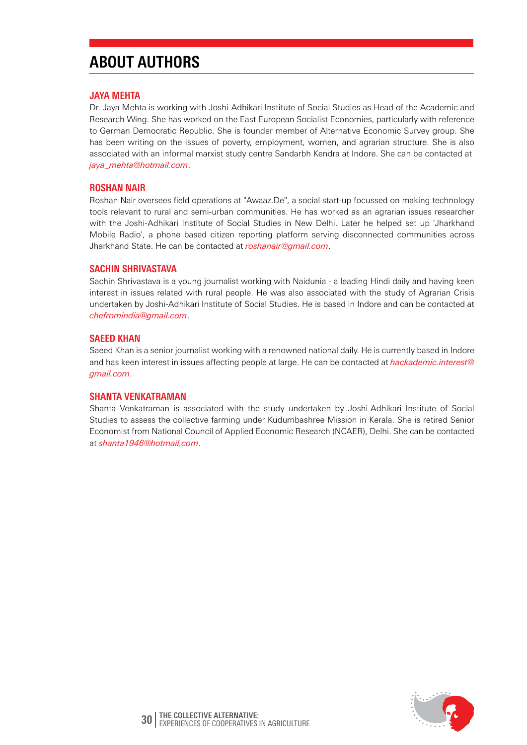# ABOUT AUTHORS

### JAYA MEHTA

Dr. Jaya Mehta is working with Joshi-Adhikari Institute of Social Studies as Head of the Academic and Research Wing. She has worked on the East European Socialist Economies, particularly with reference to German Democratic Republic. She is founder member of Alternative Economic Survey group. She has been writing on the issues of poverty, employment, women, and agrarian structure. She is also associated with an informal marxist study centre Sandarbh Kendra at Indore. She can be contacted at *jaya_mehta@hotmail.com*.

### ROSHAN NAIR

Roshan Nair oversees field operations at "Awaaz.De", a social start-up focussed on making technology tools relevant to rural and semi-urban communities. He has worked as an agrarian issues researcher with the Joshi-Adhikari Institute of Social Studies in New Delhi. Later he helped set up 'Jharkhand Mobile Radio', a phone based citizen reporting platform serving disconnected communities across Jharkhand State. He can be contacted at *roshanair@gmail.com*.

### SACHIN SHRIVASTAVA

Sachin Shrivastava is a young journalist working with Naidunia - a leading Hindi daily and having keen interest in issues related with rural people. He was also associated with the study of Agrarian Crisis undertaken by Joshi-Adhikari Institute of Social Studies. He is based in Indore and can be contacted at *chefromindia@gmail.com*.

### SAEED KHAN

Saeed Khan is a senior journalist working with a renowned national daily. He is currently based in Indore and has keen interest in issues affecting people at large. He can be contacted at *hackademic.interest@gmail.com*.

### SHANTA VENKATRAMAN

Shanta Venkatraman is associated with the study undertaken by Joshi-Adhikari Institute of Social Studies to assess the collective farming under Kudumbashree Mission in Kerala. She is retired Senior Economist from National Council of Applied Economic Research (NCAER), Delhi. She can be contacted at *shanta1946@hotmail.com*.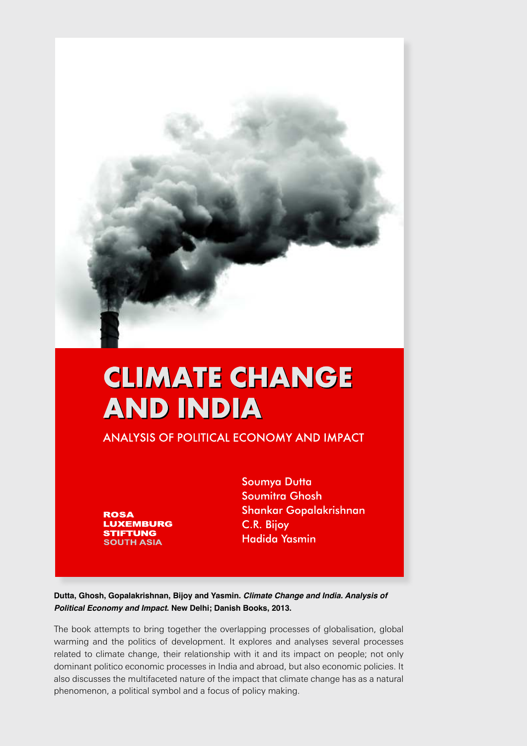# CLIMATE CHANGE AND INDIA

ANALYSIS OF POLITICAL ECONOMY AND IMPACT

ROSA LUXEMBURG STIFTUNG SOUTH ASIA

Soumya Dutta
Soumitra Ghosh
Shankar Gopalakrishnan
C.R. Bijoy
Hadida Yasmin

**Dutta, Ghosh, Gopalakrishnan, Bijoy and Yasmin. *Climate Change and India. Analysis of Political Economy and Impact.* New Delhi; Danish Books, 2013.**

The book attempts to bring together the overlapping processes of globalisation, global warming and the politics of development. It explores and analyses several processes related to climate change, their relationship with it and its impact on people; not only dominant politico economic processes in India and abroad, but also economic policies. It also discusses the multifaceted nature of the impact that climate change has as a natural phenomenon, a political symbol and a focus of policy making.